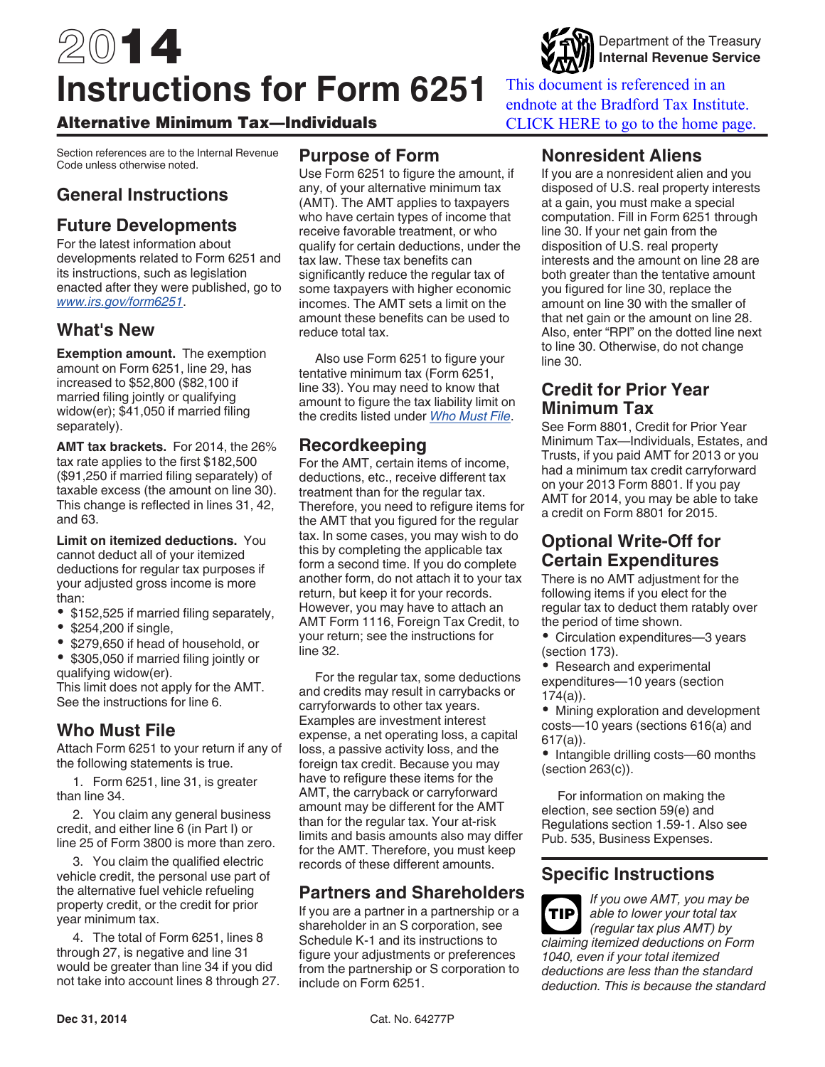# 2014 Instructions for Form 6251

## Alternative Minimum Tax—Individuals

Department of the Treasury
Internal Revenue Service

This document is referenced in an endnote at the Bradford Tax Institute. CLICK HERE to go to the home page.

Section references are to the Internal Revenue Code unless otherwise noted.

## General Instructions

### Future Developments

For the latest information about developments related to Form 6251 and its instructions, such as legislation enacted after they were published, go to *www.irs.gov/form6251*.

### What's New

**Exemption amount.** The exemption amount on Form 6251, line 29, has increased to $52,800 ($82,100 if married filing jointly or qualifying widow(er); $41,050 if married filing separately).

**AMT tax brackets.** For 2014, the 26% tax rate applies to the first $182,500 ($91,250 if married filing separately) of taxable excess (the amount on line 30). This change is reflected in lines 31, 42, and 63.

**Limit on itemized deductions.** You cannot deduct all of your itemized deductions for regular tax purposes if your adjusted gross income is more than:

- $152,525 if married filing separately,
- $254,200 if single,
- $279,650 if head of household, or
- $305,050 if married filing jointly or qualifying widow(er).

This limit does not apply for the AMT. See the instructions for line 6.

### Who Must File

Attach Form 6251 to your return if any of the following statements is true.

1. Form 6251, line 31, is greater than line 34.

2. You claim any general business credit, and either line 6 (in Part I) or line 25 of Form 3800 is more than zero.

3. You claim the qualified electric vehicle credit, the personal use part of the alternative fuel vehicle refueling property credit, or the credit for prior year minimum tax.

4. The total of Form 6251, lines 8 through 27, is negative and line 31 would be greater than line 34 if you did not take into account lines 8 through 27.

### Purpose of Form

Use Form 6251 to figure the amount, if any, of your alternative minimum tax (AMT). The AMT applies to taxpayers who have certain types of income that receive favorable treatment, or who qualify for certain deductions, under the tax law. These tax benefits can significantly reduce the regular tax of some taxpayers with higher economic incomes. The AMT sets a limit on the amount these benefits can be used to reduce total tax.

Also use Form 6251 to figure your tentative minimum tax (Form 6251, line 33). You may need to know that amount to figure the tax liability limit on the credits listed under *Who Must File*.

### Recordkeeping

For the AMT, certain items of income, deductions, etc., receive different tax treatment than for the regular tax. Therefore, you need to refigure items for the AMT that you figured for the regular tax. In some cases, you may wish to do this by completing the applicable tax form a second time. If you do complete another form, do not attach it to your tax return, but keep it for your records. However, you may have to attach an AMT Form 1116, Foreign Tax Credit, to your return; see the instructions for line 32.

For the regular tax, some deductions and credits may result in carrybacks or carryforwards to other tax years. Examples are investment interest expense, a net operating loss, a capital loss, a passive activity loss, and the foreign tax credit. Because you may have to refigure these items for the AMT, the carryback or carryforward amount may be different for the AMT than for the regular tax. Your at-risk limits and basis amounts also may differ for the AMT. Therefore, you must keep records of these different amounts.

### Partners and Shareholders

If you are a partner in a partnership or a shareholder in an S corporation, see Schedule K-1 and its instructions to figure your adjustments or preferences from the partnership or S corporation to include on Form 6251.

### Nonresident Aliens

If you are a nonresident alien and you disposed of U.S. real property interests at a gain, you must make a special computation. Fill in Form 6251 through line 30. If your net gain from the disposition of U.S. real property interests and the amount on line 28 are both greater than the tentative amount you figured for line 30, replace the amount on line 30 with the smaller of that net gain or the amount on line 28. Also, enter "RPI" on the dotted line next to line 30. Otherwise, do not change line 30.

### Credit for Prior Year Minimum Tax

See Form 8801, Credit for Prior Year Minimum Tax—Individuals, Estates, and Trusts, if you paid AMT for 2013 or you had a minimum tax credit carryforward on your 2013 Form 8801. If you pay AMT for 2014, you may be able to take a credit on Form 8801 for 2015.

### Optional Write-Off for Certain Expenditures

There is no AMT adjustment for the following items if you elect for the regular tax to deduct them ratably over the period of time shown.

- Circulation expenditures—3 years (section 173).
- Research and experimental expenditures—10 years (section 174(a)).
- Mining exploration and development costs—10 years (sections 616(a) and 617(a)).
- Intangible drilling costs—60 months (section 263(c)).

For information on making the election, see section 59(e) and Regulations section 1.59-1. Also see Pub. 535, Business Expenses.

## Specific Instructions

**TIP** *If you owe AMT, you may be able to lower your total tax (regular tax plus AMT) by claiming itemized deductions on Form 1040, even if your total itemized deductions are less than the standard deduction. This is because the standard*

Dec 31, 2014 Cat. No. 64277P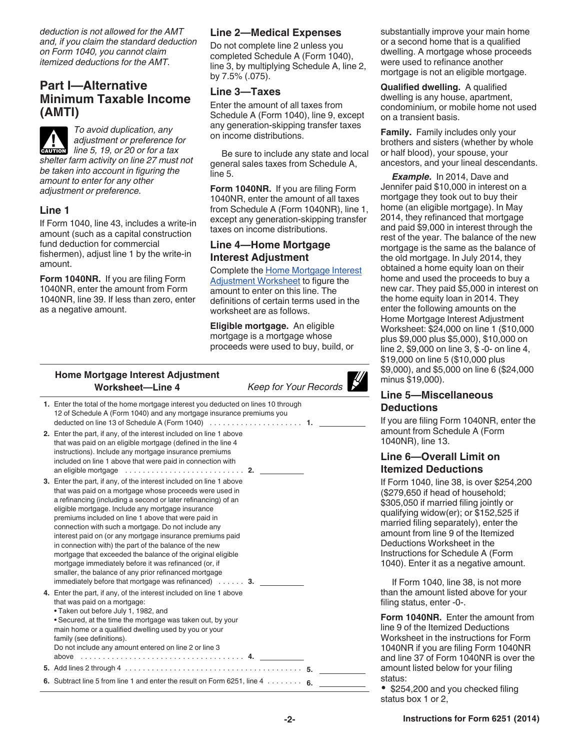*deduction is not allowed for the AMT and, if you claim the standard deduction on Form 1040, you cannot claim itemized deductions for the AMT.*

## Part I—Alternative Minimum Taxable Income (AMTI)

**CAUTION** *To avoid duplication, any adjustment or preference for line 5, 19, or 20 or for a tax shelter farm activity on line 27 must not be taken into account in figuring the amount to enter for any other adjustment or preference.*

### Line 1

If Form 1040, line 43, includes a write-in amount (such as a capital construction fund deduction for commercial fishermen), adjust line 1 by the write-in amount.

**Form 1040NR.** If you are filing Form 1040NR, enter the amount from Form 1040NR, line 39. If less than zero, enter as a negative amount.

### Line 2—Medical Expenses

Do not complete line 2 unless you completed Schedule A (Form 1040), line 3, by multiplying Schedule A, line 2, by 7.5% (.075).

### Line 3—Taxes

Enter the amount of all taxes from Schedule A (Form 1040), line 9, except any generation-skipping transfer taxes on income distributions.

Be sure to include any state and local general sales taxes from Schedule A, line 5.

**Form 1040NR.** If you are filing Form 1040NR, enter the amount of all taxes from Schedule A (Form 1040NR), line 1, except any generation-skipping transfer taxes on income distributions.

### Line 4—Home Mortgage Interest Adjustment

Complete the Home Mortgage Interest Adjustment Worksheet to figure the amount to enter on this line. The definitions of certain terms used in the worksheet are as follows.

**Eligible mortgage.** An eligible mortgage is a mortgage whose proceeds were used to buy, build, or substantially improve your main home or a second home that is a qualified dwelling. A mortgage whose proceeds were used to refinance another mortgage is not an eligible mortgage.

**Qualified dwelling.** A qualified dwelling is any house, apartment, condominium, or mobile home not used on a transient basis.

**Family.** Family includes only your brothers and sisters (whether by whole or half blood), your spouse, your ancestors, and your lineal descendants.

***Example.*** In 2014, Dave and Jennifer paid $10,000 in interest on a mortgage they took out to buy their home (an eligible mortgage). In May 2014, they refinanced that mortgage and paid $9,000 in interest through the rest of the year. The balance of the new mortgage is the same as the balance of the old mortgage. In July 2014, they obtained a home equity loan on their home and used the proceeds to buy a new car. They paid $5,000 in interest on the home equity loan in 2014. They enter the following amounts on the Home Mortgage Interest Adjustment Worksheet: $24,000 on line 1 ($10,000 plus $9,000 plus $5,000), $10,000 on line 2, $9,000 on line 3, $ -0- on line 4, $19,000 on line 5 ($10,000 plus $9,000), and $5,000 on line 6 ($24,000 minus $19,000).

**Home Mortgage Interest Adjustment Worksheet—Line 4** *Keep for Your Records*

1. Enter the total of the home mortgage interest you deducted on lines 10 through 12 of Schedule A (Form 1040) and any mortgage insurance premiums you deducted on line 13 of Schedule A (Form 1040) . . . . . . . . . . . . . . . . . . . . . **1.** ______
2. Enter the part, if any, of the interest included on line 1 above that was paid on an eligible mortgage (defined in the line 4 instructions). Include any mortgage insurance premiums included on line 1 above that were paid in connection with an eligible mortgage . . . . . . . . . . . . . . . . . . . . . . . . . . . **2.** ______
3. Enter the part, if any, of the interest included on line 1 above that was paid on a mortgage whose proceeds were used in a refinancing (including a second or later refinancing) of an eligible mortgage. Include any mortgage insurance premiums included on line 1 above that were paid in connection with such a mortgage. Do not include any interest paid on (or any mortgage insurance premiums paid in connection with) the part of the balance of the new mortgage that exceeded the balance of the original eligible mortgage immediately before it was refinanced (or, if smaller, the balance of any prior refinanced mortgage immediately before that mortgage was refinanced) . . . . . . **3.** ______
4. Enter the part, if any, of the interest included on line 1 above that was paid on a mortgage:
   - Taken out before July 1, 1982, and
   - Secured, at the time the mortgage was taken out, by your main home or a qualified dwelling used by you or your family (see definitions).

   Do not include any amount entered on line 2 or line 3 above . . . . . . . . . . . . . . . . . . . . . . . . . . . . . . . . . . . . . **4.** ______
5. Add lines 2 through 4 . . . . . . . . . . . . . . . . . . . . . . . . . . . . . . . . . . . . . . **5.** ______
6. Subtract line 5 from line 1 and enter the result on Form 6251, line 4 . . . . . . . . **6.** ______

### Line 5—Miscellaneous Deductions

If you are filing Form 1040NR, enter the amount from Schedule A (Form 1040NR), line 13.

### Line 6—Overall Limit on Itemized Deductions

If Form 1040, line 38, is over $254,200 ($279,650 if head of household; $305,050 if married filing jointly or qualifying widow(er); or $152,525 if married filing separately), enter the amount from line 9 of the Itemized Deductions Worksheet in the Instructions for Schedule A (Form 1040). Enter it as a negative amount.

If Form 1040, line 38, is not more than the amount listed above for your filing status, enter -0-.

**Form 1040NR.** Enter the amount from line 9 of the Itemized Deductions Worksheet in the instructions for Form 1040NR if you are filing Form 1040NR and line 37 of Form 1040NR is over the amount listed below for your filing status:

- $254,200 and you checked filing status box 1 or 2,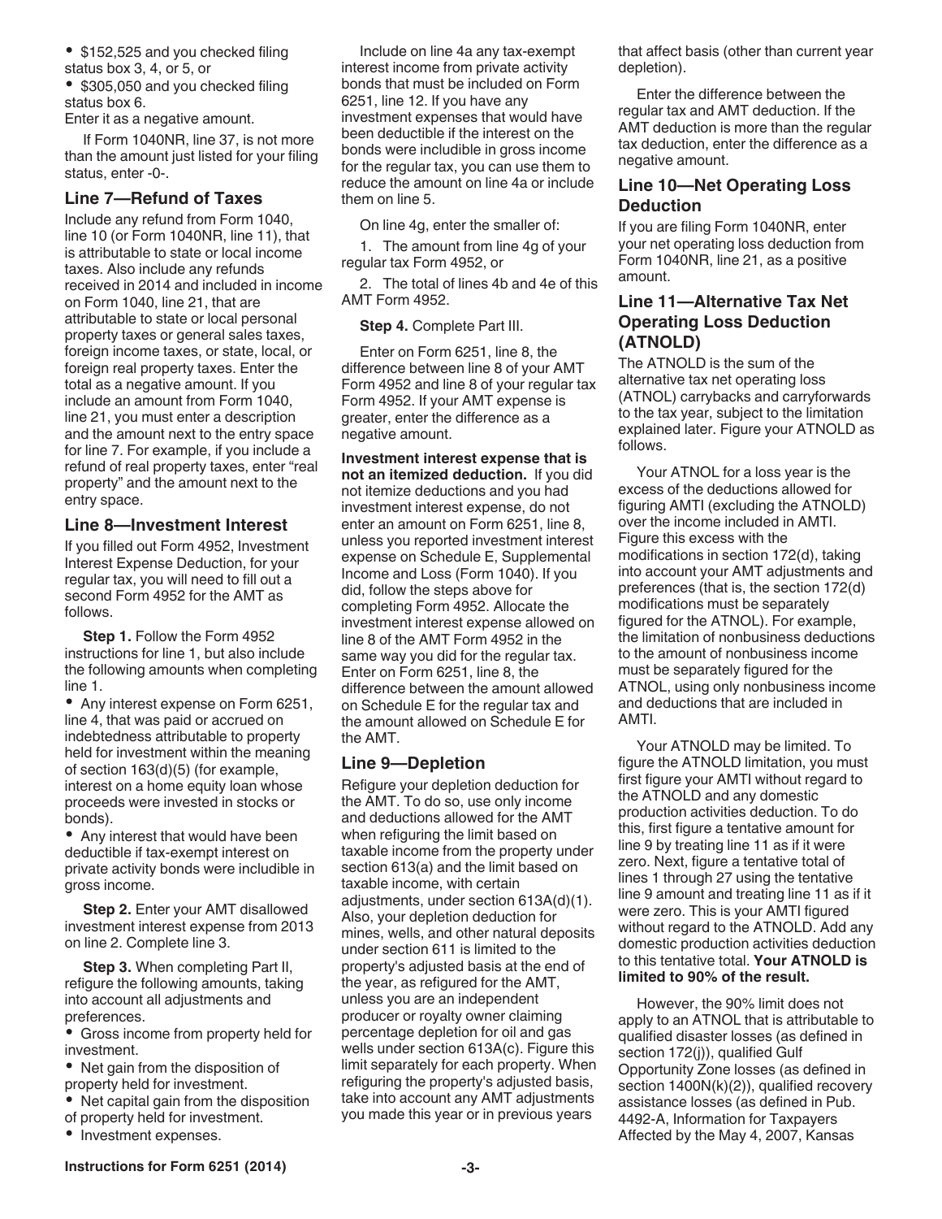- $152,525 and you checked filing status box 3, 4, or 5, or
- $305,050 and you checked filing status box 6.

Enter it as a negative amount.

If Form 1040NR, line 37, is not more than the amount just listed for your filing status, enter -0-.

### Line 7—Refund of Taxes

Include any refund from Form 1040, line 10 (or Form 1040NR, line 11), that is attributable to state or local income taxes. Also include any refunds received in 2014 and included in income on Form 1040, line 21, that are attributable to state or local personal property taxes or general sales taxes, foreign income taxes, or state, local, or foreign real property taxes. Enter the total as a negative amount. If you include an amount from Form 1040, line 21, you must enter a description and the amount next to the entry space for line 7. For example, if you include a refund of real property taxes, enter "real property" and the amount next to the entry space.

### Line 8—Investment Interest

If you filled out Form 4952, Investment Interest Expense Deduction, for your regular tax, you will need to fill out a second Form 4952 for the AMT as follows.

**Step 1.** Follow the Form 4952 instructions for line 1, but also include the following amounts when completing line 1.

- Any interest expense on Form 6251, line 4, that was paid or accrued on indebtedness attributable to property held for investment within the meaning of section 163(d)(5) (for example, interest on a home equity loan whose proceeds were invested in stocks or bonds).
- Any interest that would have been deductible if tax-exempt interest on private activity bonds were includible in gross income.

**Step 2.** Enter your AMT disallowed investment interest expense from 2013 on line 2. Complete line 3.

**Step 3.** When completing Part II, refigure the following amounts, taking into account all adjustments and preferences.

- Gross income from property held for investment.
- Net gain from the disposition of property held for investment.
- Net capital gain from the disposition of property held for investment.
- Investment expenses.

Include on line 4a any tax-exempt interest income from private activity bonds that must be included on Form 6251, line 12. If you have any investment expenses that would have been deductible if the interest on the bonds were includible in gross income for the regular tax, you can use them to reduce the amount on line 4a or include them on line 5.

On line 4g, enter the smaller of:

1. The amount from line 4g of your regular tax Form 4952, or
2. The total of lines 4b and 4e of this AMT Form 4952.

**Step 4.** Complete Part III.

Enter on Form 6251, line 8, the difference between line 8 of your AMT Form 4952 and line 8 of your regular tax Form 4952. If your AMT expense is greater, enter the difference as a negative amount.

**Investment interest expense that is not an itemized deduction.** If you did not itemize deductions and you had investment interest expense, do not enter an amount on Form 6251, line 8, unless you reported investment interest expense on Schedule E, Supplemental Income and Loss (Form 1040). If you did, follow the steps above for completing Form 4952. Allocate the investment interest expense allowed on line 8 of the AMT Form 4952 in the same way you did for the regular tax. Enter on Form 6251, line 8, the difference between the amount allowed on Schedule E for the regular tax and the amount allowed on Schedule E for the AMT.

### Line 9—Depletion

Refigure your depletion deduction for the AMT. To do so, use only income and deductions allowed for the AMT when refiguring the limit based on taxable income from the property under section 613(a) and the limit based on taxable income, with certain adjustments, under section 613A(d)(1). Also, your depletion deduction for mines, wells, and other natural deposits under section 611 is limited to the property's adjusted basis at the end of the year, as refigured for the AMT, unless you are an independent producer or royalty owner claiming percentage depletion for oil and gas wells under section 613A(c). Figure this limit separately for each property. When refiguring the property's adjusted basis, take into account any AMT adjustments you made this year or in previous years that affect basis (other than current year depletion).

Enter the difference between the regular tax and AMT deduction. If the AMT deduction is more than the regular tax deduction, enter the difference as a negative amount.

### Line 10—Net Operating Loss Deduction

If you are filing Form 1040NR, enter your net operating loss deduction from Form 1040NR, line 21, as a positive amount.

### Line 11—Alternative Tax Net Operating Loss Deduction (ATNOLD)

The ATNOLD is the sum of the alternative tax net operating loss (ATNOL) carrybacks and carryforwards to the tax year, subject to the limitation explained later. Figure your ATNOLD as follows.

Your ATNOL for a loss year is the excess of the deductions allowed for figuring AMTI (excluding the ATNOLD) over the income included in AMTI. Figure this excess with the modifications in section 172(d), taking into account your AMT adjustments and preferences (that is, the section 172(d) modifications must be separately figured for the ATNOL). For example, the limitation of nonbusiness deductions to the amount of nonbusiness income must be separately figured for the ATNOL, using only nonbusiness income and deductions that are included in AMTI.

Your ATNOLD may be limited. To figure the ATNOLD limitation, you must first figure your AMTI without regard to the ATNOLD and any domestic production activities deduction. To do this, first figure a tentative amount for line 9 by treating line 11 as if it were zero. Next, figure a tentative total of lines 1 through 27 using the tentative line 9 amount and treating line 11 as if it were zero. This is your AMTI figured without regard to the ATNOLD. Add any domestic production activities deduction to this tentative total. **Your ATNOLD is limited to 90% of the result.**

However, the 90% limit does not apply to an ATNOL that is attributable to qualified disaster losses (as defined in section 172(j)), qualified Gulf Opportunity Zone losses (as defined in section 1400N(k)(2)), qualified recovery assistance losses (as defined in Pub. 4492-A, Information for Taxpayers Affected by the May 4, 2007, Kansas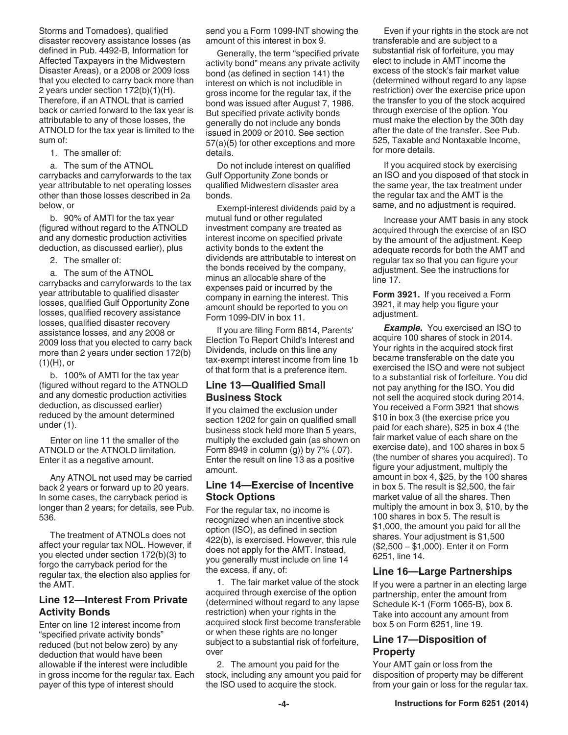Storms and Tornadoes), qualified disaster recovery assistance losses (as defined in Pub. 4492-B, Information for Affected Taxpayers in the Midwestern Disaster Areas), or a 2008 or 2009 loss that you elected to carry back more than 2 years under section 172(b)(1)(H). Therefore, if an ATNOL that is carried back or carried forward to the tax year is attributable to any of those losses, the ATNOLD for the tax year is limited to the sum of:

1. The smaller of:

a. The sum of the ATNOL carrybacks and carryforwards to the tax year attributable to net operating losses other than those losses described in 2a below, or

b. 90% of AMTI for the tax year (figured without regard to the ATNOLD and any domestic production activities deduction, as discussed earlier), plus

2. The smaller of:

a. The sum of the ATNOL carrybacks and carryforwards to the tax year attributable to qualified disaster losses, qualified Gulf Opportunity Zone losses, qualified recovery assistance losses, qualified disaster recovery assistance losses, and any 2008 or 2009 loss that you elected to carry back more than 2 years under section 172(b)(1)(H), or

b. 100% of AMTI for the tax year (figured without regard to the ATNOLD and any domestic production activities deduction, as discussed earlier) reduced by the amount determined under (1).

Enter on line 11 the smaller of the ATNOLD or the ATNOLD limitation. Enter it as a negative amount.

Any ATNOL not used may be carried back 2 years or forward up to 20 years. In some cases, the carryback period is longer than 2 years; for details, see Pub. 536.

The treatment of ATNOLs does not affect your regular tax NOL. However, if you elected under section 172(b)(3) to forgo the carryback period for the regular tax, the election also applies for the AMT.

## Line 12—Interest From Private Activity Bonds

Enter on line 12 interest income from "specified private activity bonds" reduced (but not below zero) by any deduction that would have been allowable if the interest were includible in gross income for the regular tax. Each payer of this type of interest should send you a Form 1099-INT showing the amount of this interest in box 9.

Generally, the term "specified private activity bond" means any private activity bond (as defined in section 141) the interest on which is not includible in gross income for the regular tax, if the bond was issued after August 7, 1986. But specified private activity bonds generally do not include any bonds issued in 2009 or 2010. See section 57(a)(5) for other exceptions and more details.

Do not include interest on qualified Gulf Opportunity Zone bonds or qualified Midwestern disaster area bonds.

Exempt-interest dividends paid by a mutual fund or other regulated investment company are treated as interest income on specified private activity bonds to the extent the dividends are attributable to interest on the bonds received by the company, minus an allocable share of the expenses paid or incurred by the company in earning the interest. This amount should be reported to you on Form 1099-DIV in box 11.

If you are filing Form 8814, Parents' Election To Report Child's Interest and Dividends, include on this line any tax-exempt interest income from line 1b of that form that is a preference item.

## Line 13—Qualified Small Business Stock

If you claimed the exclusion under section 1202 for gain on qualified small business stock held more than 5 years, multiply the excluded gain (as shown on Form 8949 in column (g)) by 7% (.07). Enter the result on line 13 as a positive amount.

## Line 14—Exercise of Incentive Stock Options

For the regular tax, no income is recognized when an incentive stock option (ISO), as defined in section 422(b), is exercised. However, this rule does not apply for the AMT. Instead, you generally must include on line 14 the excess, if any, of:

1. The fair market value of the stock acquired through exercise of the option (determined without regard to any lapse restriction) when your rights in the acquired stock first become transferable or when these rights are no longer subject to a substantial risk of forfeiture, over

2. The amount you paid for the stock, including any amount you paid for the ISO used to acquire the stock.

Even if your rights in the stock are not transferable and are subject to a substantial risk of forfeiture, you may elect to include in AMT income the excess of the stock's fair market value (determined without regard to any lapse restriction) over the exercise price upon the transfer to you of the stock acquired through exercise of the option. You must make the election by the 30th day after the date of the transfer. See Pub. 525, Taxable and Nontaxable Income, for more details.

If you acquired stock by exercising an ISO and you disposed of that stock in the same year, the tax treatment under the regular tax and the AMT is the same, and no adjustment is required.

Increase your AMT basis in any stock acquired through the exercise of an ISO by the amount of the adjustment. Keep adequate records for both the AMT and regular tax so that you can figure your adjustment. See the instructions for line 17.

**Form 3921.** If you received a Form 3921, it may help you figure your adjustment.

***Example.*** You exercised an ISO to acquire 100 shares of stock in 2014. Your rights in the acquired stock first became transferable on the date you exercised the ISO and were not subject to a substantial risk of forfeiture. You did not pay anything for the ISO. You did not sell the acquired stock during 2014. You received a Form 3921 that shows $10 in box 3 (the exercise price you paid for each share), $25 in box 4 (the fair market value of each share on the exercise date), and 100 shares in box 5 (the number of shares you acquired). To figure your adjustment, multiply the amount in box 4, $25, by the 100 shares in box 5. The result is $2,500, the fair market value of all the shares. Then multiply the amount in box 3, $10, by the 100 shares in box 5. The result is $1,000, the amount you paid for all the shares. Your adjustment is $1,500 ($2,500 – $1,000). Enter it on Form 6251, line 14.

## Line 16—Large Partnerships

If you were a partner in an electing large partnership, enter the amount from Schedule K-1 (Form 1065-B), box 6. Take into account any amount from box 5 on Form 6251, line 19.

## Line 17—Disposition of Property

Your AMT gain or loss from the disposition of property may be different from your gain or loss for the regular tax.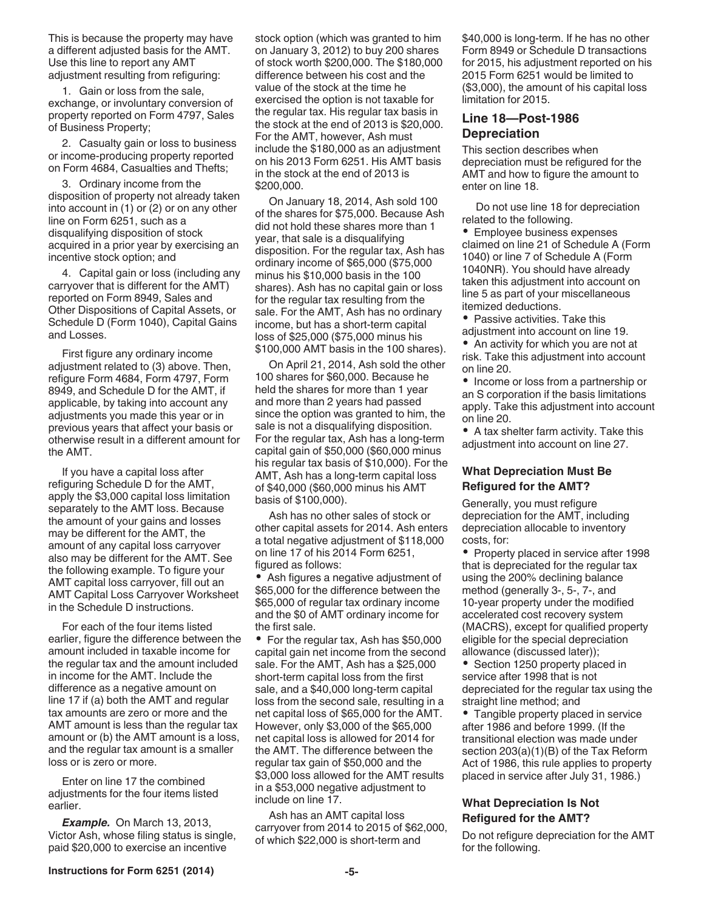This is because the property may have a different adjusted basis for the AMT. Use this line to report any AMT adjustment resulting from refiguring:

1. Gain or loss from the sale, exchange, or involuntary conversion of property reported on Form 4797, Sales of Business Property;

2. Casualty gain or loss to business or income-producing property reported on Form 4684, Casualties and Thefts;

3. Ordinary income from the disposition of property not already taken into account in (1) or (2) or on any other line on Form 6251, such as a disqualifying disposition of stock acquired in a prior year by exercising an incentive stock option; and

4. Capital gain or loss (including any carryover that is different for the AMT) reported on Form 8949, Sales and Other Dispositions of Capital Assets, or Schedule D (Form 1040), Capital Gains and Losses.

First figure any ordinary income adjustment related to (3) above. Then, refigure Form 4684, Form 4797, Form 8949, and Schedule D for the AMT, if applicable, by taking into account any adjustments you made this year or in previous years that affect your basis or otherwise result in a different amount for the AMT.

If you have a capital loss after refiguring Schedule D for the AMT, apply the $3,000 capital loss limitation separately to the AMT loss. Because the amount of your gains and losses may be different for the AMT, the amount of any capital loss carryover also may be different for the AMT. See the following example. To figure your AMT capital loss carryover, fill out an AMT Capital Loss Carryover Worksheet in the Schedule D instructions.

For each of the four items listed earlier, figure the difference between the amount included in taxable income for the regular tax and the amount included in income for the AMT. Include the difference as a negative amount on line 17 if (a) both the AMT and regular tax amounts are zero or more and the AMT amount is less than the regular tax amount or (b) the AMT amount is a loss, and the regular tax amount is a smaller loss or is zero or more.

Enter on line 17 the combined adjustments for the four items listed earlier.

***Example.*** On March 13, 2013, Victor Ash, whose filing status is single, paid $20,000 to exercise an incentive stock option (which was granted to him on January 3, 2012) to buy 200 shares of stock worth $200,000. The $180,000 difference between his cost and the value of the stock at the time he exercised the option is not taxable for the regular tax. His regular tax basis in the stock at the end of 2013 is $20,000. For the AMT, however, Ash must include the $180,000 as an adjustment on his 2013 Form 6251. His AMT basis in the stock at the end of 2013 is $200,000.

On January 18, 2014, Ash sold 100 of the shares for $75,000. Because Ash did not hold these shares more than 1 year, that sale is a disqualifying disposition. For the regular tax, Ash has ordinary income of $65,000 ($75,000 minus his $10,000 basis in the 100 shares). Ash has no capital gain or loss for the regular tax resulting from the sale. For the AMT, Ash has no ordinary income, but has a short-term capital loss of $25,000 ($75,000 minus his $100,000 AMT basis in the 100 shares).

On April 21, 2014, Ash sold the other 100 shares for $60,000. Because he held the shares for more than 1 year and more than 2 years had passed since the option was granted to him, the sale is not a disqualifying disposition. For the regular tax, Ash has a long-term capital gain of $50,000 ($60,000 minus his regular tax basis of $10,000). For the AMT, Ash has a long-term capital loss of $40,000 ($60,000 minus his AMT basis of $100,000).

Ash has no other sales of stock or other capital assets for 2014. Ash enters a total negative adjustment of $118,000 on line 17 of his 2014 Form 6251, figured as follows:

- Ash figures a negative adjustment of $65,000 for the difference between the $65,000 of regular tax ordinary income and the $0 of AMT ordinary income for the first sale.
- For the regular tax, Ash has $50,000 capital gain net income from the second sale. For the AMT, Ash has a $25,000 short-term capital loss from the first sale, and a $40,000 long-term capital loss from the second sale, resulting in a net capital loss of $65,000 for the AMT. However, only $3,000 of the $65,000 net capital loss is allowed for 2014 for the AMT. The difference between the regular tax gain of $50,000 and the $3,000 loss allowed for the AMT results in a $53,000 negative adjustment to include on line 17.

Ash has an AMT capital loss carryover from 2014 to 2015 of $62,000, of which $22,000 is short-term and $40,000 is long-term. If he has no other Form 8949 or Schedule D transactions for 2015, his adjustment reported on his 2015 Form 6251 would be limited to ($3,000), the amount of his capital loss limitation for 2015.

## Line 18—Post-1986 Depreciation

This section describes when depreciation must be refigured for the AMT and how to figure the amount to enter on line 18.

Do not use line 18 for depreciation related to the following.

- Employee business expenses claimed on line 21 of Schedule A (Form 1040) or line 7 of Schedule A (Form 1040NR). You should have already taken this adjustment into account on line 5 as part of your miscellaneous itemized deductions.
- Passive activities. Take this adjustment into account on line 19.
- An activity for which you are not at risk. Take this adjustment into account on line 20.
- Income or loss from a partnership or an S corporation if the basis limitations apply. Take this adjustment into account on line 20.
- A tax shelter farm activity. Take this adjustment into account on line 27.

### What Depreciation Must Be Refigured for the AMT?

Generally, you must refigure depreciation for the AMT, including depreciation allocable to inventory costs, for:

- Property placed in service after 1998 that is depreciated for the regular tax using the 200% declining balance method (generally 3-, 5-, 7-, and 10-year property under the modified accelerated cost recovery system (MACRS), except for qualified property eligible for the special depreciation allowance (discussed later));
- Section 1250 property placed in service after 1998 that is not depreciated for the regular tax using the straight line method; and
- Tangible property placed in service after 1986 and before 1999. (If the transitional election was made under section 203(a)(1)(B) of the Tax Reform Act of 1986, this rule applies to property placed in service after July 31, 1986.)

### What Depreciation Is Not Refigured for the AMT?

Do not refigure depreciation for the AMT for the following.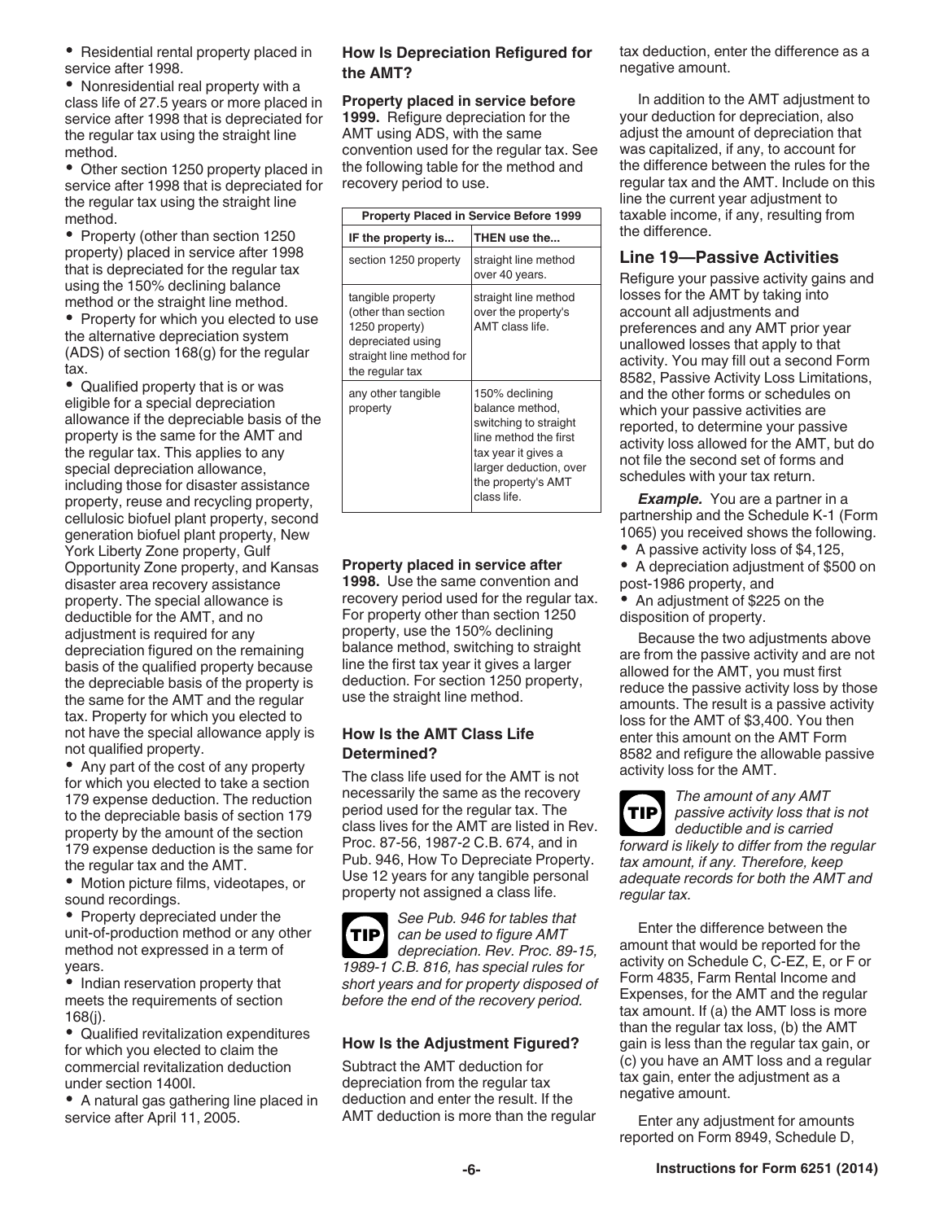- Residential rental property placed in service after 1998.
- Nonresidential real property with a class life of 27.5 years or more placed in service after 1998 that is depreciated for the regular tax using the straight line method.
- Other section 1250 property placed in service after 1998 that is depreciated for the regular tax using the straight line method.
- Property (other than section 1250 property) placed in service after 1998 that is depreciated for the regular tax using the 150% declining balance method or the straight line method.
- Property for which you elected to use the alternative depreciation system (ADS) of section 168(g) for the regular tax.
- Qualified property that is or was eligible for a special depreciation allowance if the depreciable basis of the property is the same for the AMT and the regular tax. This applies to any special depreciation allowance, including those for disaster assistance property, reuse and recycling property, cellulosic biofuel plant property, second generation biofuel plant property, New York Liberty Zone property, Gulf Opportunity Zone property, and Kansas disaster area recovery assistance property. The special allowance is deductible for the AMT, and no adjustment is required for any depreciation figured on the remaining basis of the qualified property because the depreciable basis of the property is the same for the AMT and the regular tax. Property for which you elected to not have the special allowance apply is not qualified property.
- Any part of the cost of any property for which you elected to take a section 179 expense deduction. The reduction to the depreciable basis of section 179 property by the amount of the section 179 expense deduction is the same for the regular tax and the AMT.
- Motion picture films, videotapes, or sound recordings.
- Property depreciated under the unit-of-production method or any other method not expressed in a term of years.
- Indian reservation property that meets the requirements of section 168(j).
- Qualified revitalization expenditures for which you elected to claim the commercial revitalization deduction under section 1400I.
- A natural gas gathering line placed in service after April 11, 2005.

### How Is Depreciation Refigured for the AMT?

**Property placed in service before 1999.** Refigure depreciation for the AMT using ADS, with the same convention used for the regular tax. See the following table for the method and recovery period to use.

| Property Placed in Service Before 1999 | |
|---|---|
| **IF the property is...** | **THEN use the...** |
| section 1250 property | straight line method over 40 years. |
| tangible property (other than section 1250 property) depreciated using straight line method for the regular tax | straight line method over the property's AMT class life. |
| any other tangible property | 150% declining balance method, switching to straight line method the first tax year it gives a larger deduction, over the property's AMT class life. |

**Property placed in service after 1998.** Use the same convention and recovery period used for the regular tax. For property other than section 1250 property, use the 150% declining balance method, switching to straight line the first tax year it gives a larger deduction. For section 1250 property, use the straight line method.

### How Is the AMT Class Life Determined?

The class life used for the AMT is not necessarily the same as the recovery period used for the regular tax. The class lives for the AMT are listed in Rev. Proc. 87-56, 1987-2 C.B. 674, and in Pub. 946, How To Depreciate Property. Use 12 years for any tangible personal property not assigned a class life.

**TIP** *See Pub. 946 for tables that can be used to figure AMT depreciation. Rev. Proc. 89-15, 1989-1 C.B. 816, has special rules for short years and for property disposed of before the end of the recovery period.*

### How Is the Adjustment Figured?

Subtract the AMT deduction for depreciation from the regular tax deduction and enter the result. If the AMT deduction is more than the regular tax deduction, enter the difference as a negative amount.

In addition to the AMT adjustment to your deduction for depreciation, also adjust the amount of depreciation that was capitalized, if any, to account for the difference between the rules for the regular tax and the AMT. Include on this line the current year adjustment to taxable income, if any, resulting from the difference.

## Line 19—Passive Activities

Refigure your passive activity gains and losses for the AMT by taking into account all adjustments and preferences and any AMT prior year unallowed losses that apply to that activity. You may fill out a second Form 8582, Passive Activity Loss Limitations, and the other forms or schedules on which your passive activities are reported, to determine your passive activity loss allowed for the AMT, but do not file the second set of forms and schedules with your tax return.

***Example.*** You are a partner in a partnership and the Schedule K-1 (Form 1065) you received shows the following.

- A passive activity loss of $4,125,
- A depreciation adjustment of $500 on post-1986 property, and
- An adjustment of $225 on the disposition of property.

Because the two adjustments above are from the passive activity and are not allowed for the AMT, you must first reduce the passive activity loss by those amounts. The result is a passive activity loss for the AMT of $3,400. You then enter this amount on the AMT Form 8582 and refigure the allowable passive activity loss for the AMT.

**TIP** *The amount of any AMT passive activity loss that is not deductible and is carried forward is likely to differ from the regular tax amount, if any. Therefore, keep adequate records for both the AMT and regular tax.*

Enter the difference between the amount that would be reported for the activity on Schedule C, C-EZ, E, or F or Form 4835, Farm Rental Income and Expenses, for the AMT and the regular tax amount. If (a) the AMT loss is more than the regular tax loss, (b) the AMT gain is less than the regular tax gain, or (c) you have an AMT loss and a regular tax gain, enter the adjustment as a negative amount.

Enter any adjustment for amounts reported on Form 8949, Schedule D,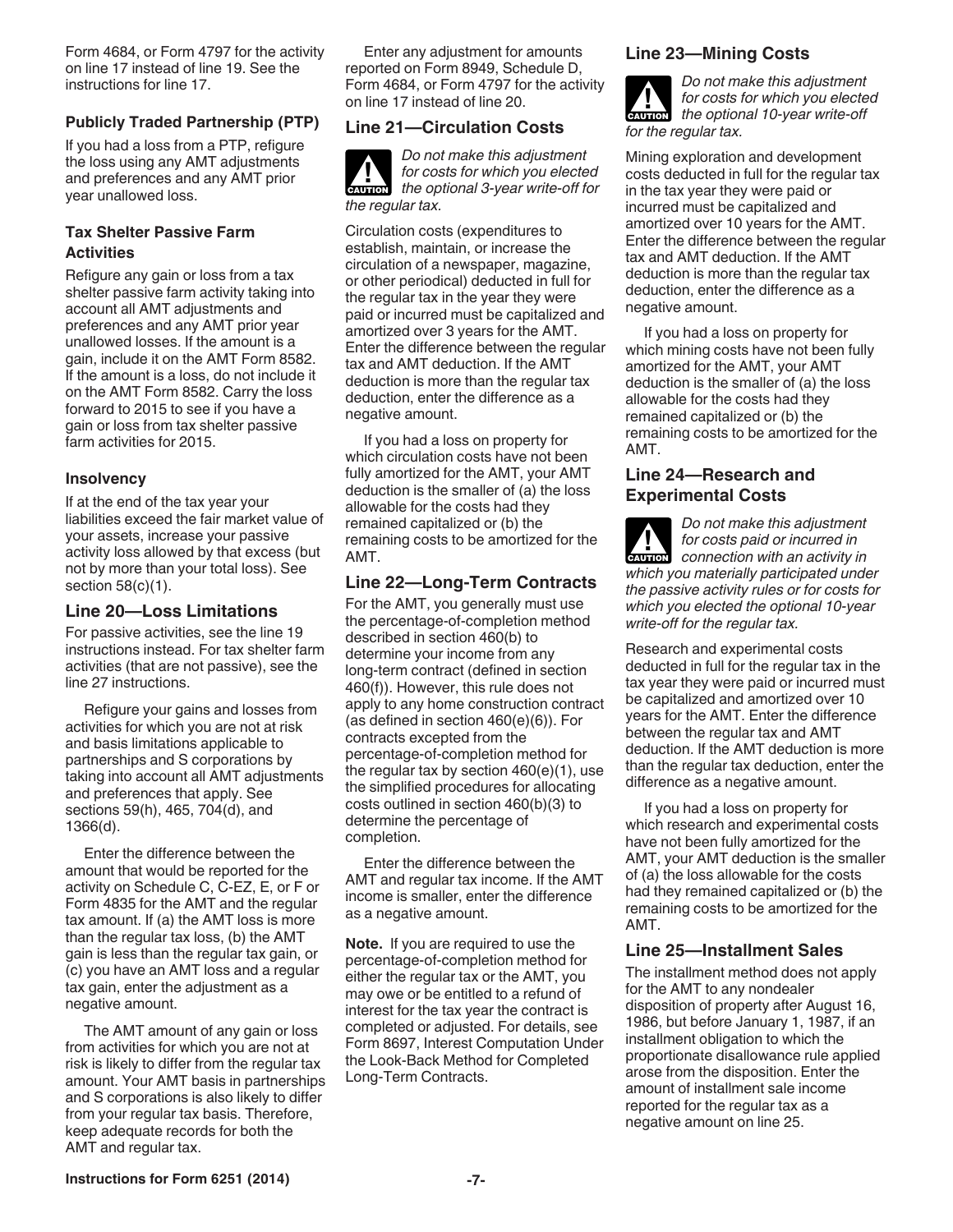Form 4684, or Form 4797 for the activity on line 17 instead of line 19. See the instructions for line 17.

### Publicly Traded Partnership (PTP)

If you had a loss from a PTP, refigure the loss using any AMT adjustments and preferences and any AMT prior year unallowed loss.

### Tax Shelter Passive Farm Activities

Refigure any gain or loss from a tax shelter passive farm activity taking into account all AMT adjustments and preferences and any AMT prior year unallowed losses. If the amount is a gain, include it on the AMT Form 8582. If the amount is a loss, do not include it on the AMT Form 8582. Carry the loss forward to 2015 to see if you have a gain or loss from tax shelter passive farm activities for 2015.

### Insolvency

If at the end of the tax year your liabilities exceed the fair market value of your assets, increase your passive activity loss allowed by that excess (but not by more than your total loss). See section 58(c)(1).

## Line 20—Loss Limitations

For passive activities, see the line 19 instructions instead. For tax shelter farm activities (that are not passive), see the line 27 instructions.

Refigure your gains and losses from activities for which you are not at risk and basis limitations applicable to partnerships and S corporations by taking into account all AMT adjustments and preferences that apply. See sections 59(h), 465, 704(d), and 1366(d).

Enter the difference between the amount that would be reported for the activity on Schedule C, C-EZ, E, or F or Form 4835 for the AMT and the regular tax amount. If (a) the AMT loss is more than the regular tax loss, (b) the AMT gain is less than the regular tax gain, or (c) you have an AMT loss and a regular tax gain, enter the adjustment as a negative amount.

The AMT amount of any gain or loss from activities for which you are not at risk is likely to differ from the regular tax amount. Your AMT basis in partnerships and S corporations is also likely to differ from your regular tax basis. Therefore, keep adequate records for both the AMT and regular tax.

Enter any adjustment for amounts reported on Form 8949, Schedule D, Form 4684, or Form 4797 for the activity on line 17 instead of line 20.

## Line 21—Circulation Costs

**CAUTION** *Do not make this adjustment for costs for which you elected the optional 3-year write-off for the regular tax.*

Circulation costs (expenditures to establish, maintain, or increase the circulation of a newspaper, magazine, or other periodical) deducted in full for the regular tax in the year they were paid or incurred must be capitalized and amortized over 3 years for the AMT. Enter the difference between the regular tax and AMT deduction. If the AMT deduction is more than the regular tax deduction, enter the difference as a negative amount.

If you had a loss on property for which circulation costs have not been fully amortized for the AMT, your AMT deduction is the smaller of (a) the loss allowable for the costs had they remained capitalized or (b) the remaining costs to be amortized for the AMT.

## Line 22—Long-Term Contracts

For the AMT, you generally must use the percentage-of-completion method described in section 460(b) to determine your income from any long-term contract (defined in section 460(f)). However, this rule does not apply to any home construction contract (as defined in section 460(e)(6)). For contracts excepted from the percentage-of-completion method for the regular tax by section 460(e)(1), use the simplified procedures for allocating costs outlined in section 460(b)(3) to determine the percentage of completion.

Enter the difference between the AMT and regular tax income. If the AMT income is smaller, enter the difference as a negative amount.

**Note.** If you are required to use the percentage-of-completion method for either the regular tax or the AMT, you may owe or be entitled to a refund of interest for the tax year the contract is completed or adjusted. For details, see Form 8697, Interest Computation Under the Look-Back Method for Completed Long-Term Contracts.

## Line 23—Mining Costs

**CAUTION** *Do not make this adjustment for costs for which you elected the optional 10-year write-off for the regular tax.*

Mining exploration and development costs deducted in full for the regular tax in the tax year they were paid or incurred must be capitalized and amortized over 10 years for the AMT. Enter the difference between the regular tax and AMT deduction. If the AMT deduction is more than the regular tax deduction, enter the difference as a negative amount.

If you had a loss on property for which mining costs have not been fully amortized for the AMT, your AMT deduction is the smaller of (a) the loss allowable for the costs had they remained capitalized or (b) the remaining costs to be amortized for the AMT.

## Line 24—Research and Experimental Costs

**CAUTION** *Do not make this adjustment for costs paid or incurred in connection with an activity in which you materially participated under the passive activity rules or for costs for which you elected the optional 10-year write-off for the regular tax.*

Research and experimental costs deducted in full for the regular tax in the tax year they were paid or incurred must be capitalized and amortized over 10 years for the AMT. Enter the difference between the regular tax and AMT deduction. If the AMT deduction is more than the regular tax deduction, enter the difference as a negative amount.

If you had a loss on property for which research and experimental costs have not been fully amortized for the AMT, your AMT deduction is the smaller of (a) the loss allowable for the costs had they remained capitalized or (b) the remaining costs to be amortized for the AMT.

## Line 25—Installment Sales

The installment method does not apply for the AMT to any nondealer disposition of property after August 16, 1986, but before January 1, 1987, if an installment obligation to which the proportionate disallowance rule applied arose from the disposition. Enter the amount of installment sale income reported for the regular tax as a negative amount on line 25.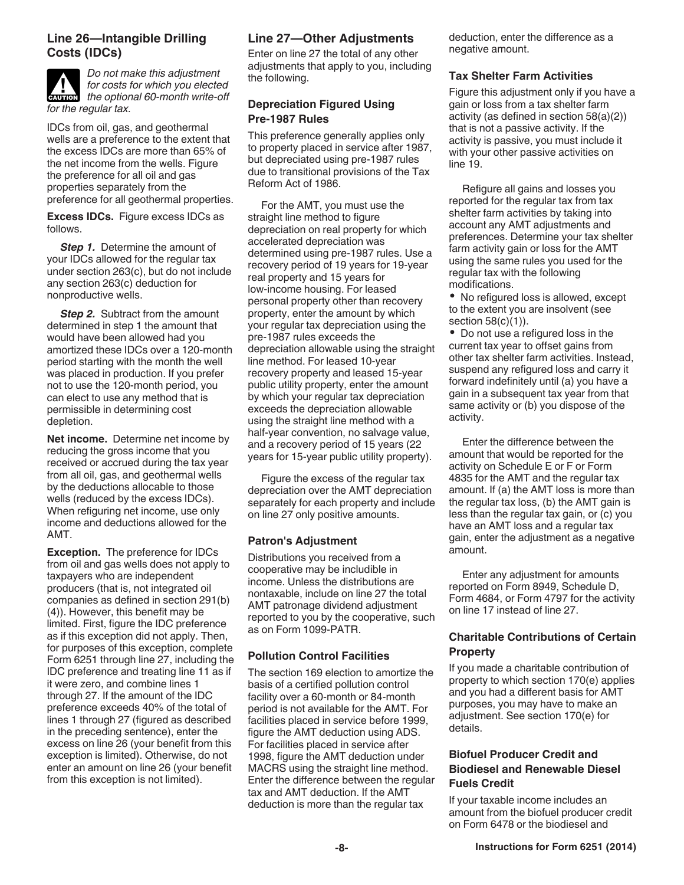### Line 26—Intangible Drilling Costs (IDCs)

**CAUTION** *Do not make this adjustment for costs for which you elected the optional 60-month write-off for the regular tax.*

IDCs from oil, gas, and geothermal wells are a preference to the extent that the excess IDCs are more than 65% of the net income from the wells. Figure the preference for all oil and gas properties separately from the preference for all geothermal properties.

**Excess IDCs.** Figure excess IDCs as follows.

***Step 1.*** Determine the amount of your IDCs allowed for the regular tax under section 263(c), but do not include any section 263(c) deduction for nonproductive wells.

***Step 2.*** Subtract from the amount determined in step 1 the amount that would have been allowed had you amortized these IDCs over a 120-month period starting with the month the well was placed in production. If you prefer not to use the 120-month period, you can elect to use any method that is permissible in determining cost depletion.

**Net income.** Determine net income by reducing the gross income that you received or accrued during the tax year from all oil, gas, and geothermal wells by the deductions allocable to those wells (reduced by the excess IDCs). When refiguring net income, use only income and deductions allowed for the AMT.

**Exception.** The preference for IDCs from oil and gas wells does not apply to taxpayers who are independent producers (that is, not integrated oil companies as defined in section 291(b)(4)). However, this benefit may be limited. First, figure the IDC preference as if this exception did not apply. Then, for purposes of this exception, complete Form 6251 through line 27, including the IDC preference and treating line 11 as if it were zero, and combine lines 1 through 27. If the amount of the IDC preference exceeds 40% of the total of lines 1 through 27 (figured as described in the preceding sentence), enter the excess on line 26 (your benefit from this exception is limited). Otherwise, do not enter an amount on line 26 (your benefit from this exception is not limited).

### Line 27—Other Adjustments

Enter on line 27 the total of any other adjustments that apply to you, including the following.

#### Depreciation Figured Using Pre-1987 Rules

This preference generally applies only to property placed in service after 1987, but depreciated using pre-1987 rules due to transitional provisions of the Tax Reform Act of 1986.

For the AMT, you must use the straight line method to figure depreciation on real property for which accelerated depreciation was determined using pre-1987 rules. Use a recovery period of 19 years for 19-year real property and 15 years for low-income housing. For leased personal property other than recovery property, enter the amount by which your regular tax depreciation using the pre-1987 rules exceeds the depreciation allowable using the straight line method. For leased 10-year recovery property and leased 15-year public utility property, enter the amount by which your regular tax depreciation exceeds the depreciation allowable using the straight line method with a half-year convention, no salvage value, and a recovery period of 15 years (22 years for 15-year public utility property).

Figure the excess of the regular tax depreciation over the AMT depreciation separately for each property and include on line 27 only positive amounts.

#### Patron's Adjustment

Distributions you received from a cooperative may be includible in income. Unless the distributions are nontaxable, include on line 27 the total AMT patronage dividend adjustment reported to you by the cooperative, such as on Form 1099-PATR.

#### Pollution Control Facilities

The section 169 election to amortize the basis of a certified pollution control facility over a 60-month or 84-month period is not available for the AMT. For facilities placed in service before 1999, figure the AMT deduction using ADS. For facilities placed in service after 1998, figure the AMT deduction under MACRS using the straight line method. Enter the difference between the regular tax and AMT deduction. If the AMT deduction is more than the regular tax deduction, enter the difference as a negative amount.

#### Tax Shelter Farm Activities

Figure this adjustment only if you have a gain or loss from a tax shelter farm activity (as defined in section 58(a)(2)) that is not a passive activity. If the activity is passive, you must include it with your other passive activities on line 19.

Refigure all gains and losses you reported for the regular tax from tax shelter farm activities by taking into account any AMT adjustments and preferences. Determine your tax shelter farm activity gain or loss for the AMT using the same rules you used for the regular tax with the following modifications.

- No refigured loss is allowed, except to the extent you are insolvent (see section 58(c)(1)).
- Do not use a refigured loss in the current tax year to offset gains from other tax shelter farm activities. Instead, suspend any refigured loss and carry it forward indefinitely until (a) you have a gain in a subsequent tax year from that same activity or (b) you dispose of the activity.

Enter the difference between the amount that would be reported for the activity on Schedule E or F or Form 4835 for the AMT and the regular tax amount. If (a) the AMT loss is more than the regular tax loss, (b) the AMT gain is less than the regular tax gain, or (c) you have an AMT loss and a regular tax gain, enter the adjustment as a negative amount.

Enter any adjustment for amounts reported on Form 8949, Schedule D, Form 4684, or Form 4797 for the activity on line 17 instead of line 27.

#### Charitable Contributions of Certain Property

If you made a charitable contribution of property to which section 170(e) applies and you had a different basis for AMT purposes, you may have to make an adjustment. See section 170(e) for details.

#### Biofuel Producer Credit and Biodiesel and Renewable Diesel Fuels Credit

If your taxable income includes an amount from the biofuel producer credit on Form 6478 or the biodiesel and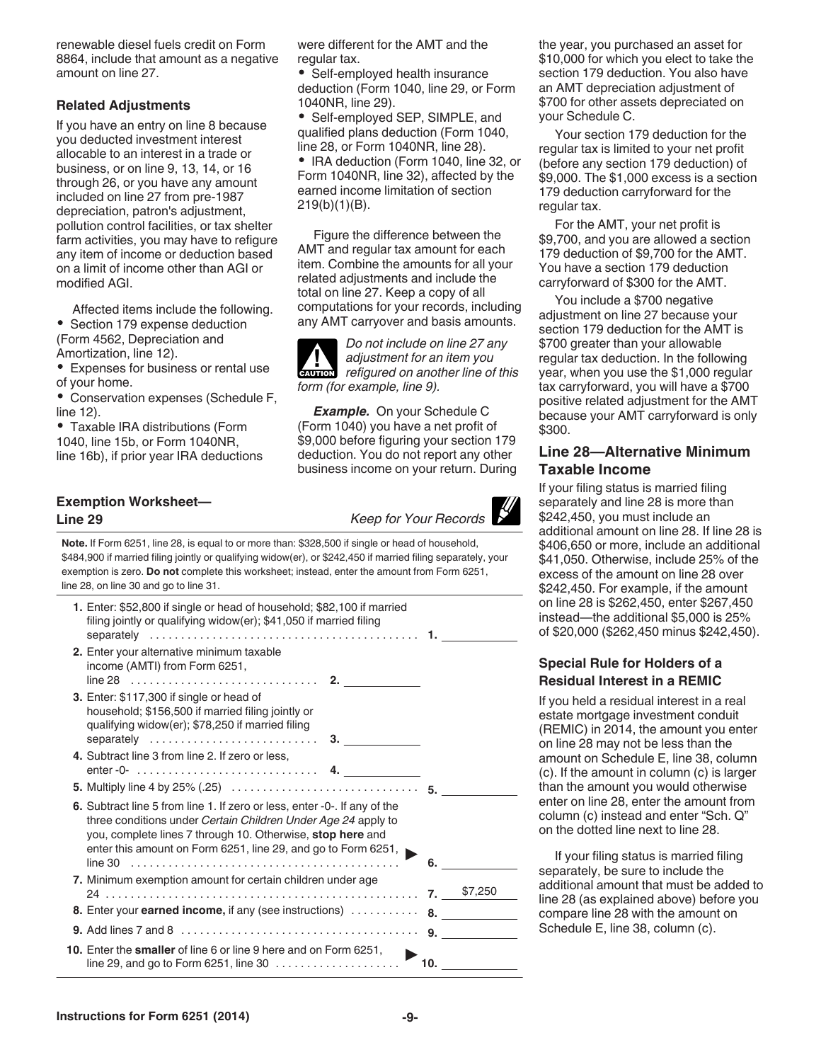renewable diesel fuels credit on Form 8864, include that amount as a negative amount on line 27.

### Related Adjustments

If you have an entry on line 8 because you deducted investment interest allocable to an interest in a trade or business, or on line 9, 13, 14, or 16 through 26, or you have any amount included on line 27 from pre-1987 depreciation, patron's adjustment, pollution control facilities, or tax shelter farm activities, you may have to refigure any item of income or deduction based on a limit of income other than AGI or modified AGI.

Affected items include the following.

- Section 179 expense deduction (Form 4562, Depreciation and Amortization, line 12).
- Expenses for business or rental use of your home.
- Conservation expenses (Schedule F, line 12).
- Taxable IRA distributions (Form 1040, line 15b, or Form 1040NR, line 16b), if prior year IRA deductions were different for the AMT and the regular tax.
- Self-employed health insurance deduction (Form 1040, line 29, or Form 1040NR, line 29).
- Self-employed SEP, SIMPLE, and qualified plans deduction (Form 1040, line 28, or Form 1040NR, line 28).
- IRA deduction (Form 1040, line 32, or Form 1040NR, line 32), affected by the earned income limitation of section 219(b)(1)(B).

Figure the difference between the AMT and regular tax amount for each item. Combine the amounts for all your related adjustments and include the total on line 27. Keep a copy of all computations for your records, including any AMT carryover and basis amounts.

**CAUTION** *Do not include on line 27 any adjustment for an item you refigured on another line of this form (for example, line 9).*

***Example.*** On your Schedule C (Form 1040) you have a net profit of $9,000 before figuring your section 179 deduction. You do not report any other business income on your return. During the year, you purchased an asset for $10,000 for which you elect to take the section 179 deduction. You also have an AMT depreciation adjustment of $700 for other assets depreciated on your Schedule C.

Your section 179 deduction for the regular tax is limited to your net profit (before any section 179 deduction) of $9,000. The $1,000 excess is a section 179 deduction carryforward for the regular tax.

For the AMT, your net profit is $9,700, and you are allowed a section 179 deduction of $9,700 for the AMT. You have a section 179 deduction carryforward of $300 for the AMT.

You include a $700 negative adjustment on line 27 because your section 179 deduction for the AMT is $700 greater than your allowable regular tax deduction. In the following year, when you use the $1,000 regular tax carryforward, you will have a $700 positive related adjustment for the AMT because your AMT carryforward is only $300.

### Exemption Worksheet—Line 29

*Keep for Your Records*

**Note.** If Form 6251, line 28, is equal to or more than: $328,500 if single or head of household, $484,900 if married filing jointly or qualifying widow(er), or $242,450 if married filing separately, your exemption is zero. **Do not** complete this worksheet; instead, enter the amount from Form 6251, line 28, on line 30 and go to line 31.

| | | |
|---|---|---|
| **1.** Enter: $52,800 if single or head of household; $82,100 if married filing jointly or qualifying widow(er); $41,050 if married filing separately | | 1. |
| **2.** Enter your alternative minimum taxable income (AMTI) from Form 6251, line 28 | 2. | |
| **3.** Enter: $117,300 if single or head of household; $156,500 if married filing jointly or qualifying widow(er); $78,250 if married filing separately | 3. | |
| **4.** Subtract line 3 from line 2. If zero or less, enter -0- | 4. | |
| **5.** Multiply line 4 by 25% (.25) | | 5. |
| **6.** Subtract line 5 from line 1. If zero or less, enter -0-. If any of the three conditions under *Certain Children Under Age 24* apply to you, complete lines 7 through 10. Otherwise, **stop here** and enter this amount on Form 6251, line 29, and go to Form 6251, line 30 | | 6. |
| **7.** Minimum exemption amount for certain children under age 24 | | 7. $7,250 |
| **8.** Enter your **earned income,** if any (see instructions) | | 8. |
| **9.** Add lines 7 and 8 | | 9. |
| **10.** Enter the **smaller** of line 6 or line 9 here and on Form 6251, line 29, and go to Form 6251, line 30 | | 10. |

## Line 28—Alternative Minimum Taxable Income

If your filing status is married filing separately and line 28 is more than $242,450, you must include an additional amount on line 28. If line 28 is $406,650 or more, include an additional $41,050. Otherwise, include 25% of the excess of the amount on line 28 over $242,450. For example, if the amount on line 28 is $262,450, enter $267,450 instead—the additional $5,000 is 25% of $20,000 ($262,450 minus $242,450).

### Special Rule for Holders of a Residual Interest in a REMIC

If you held a residual interest in a real estate mortgage investment conduit (REMIC) in 2014, the amount you enter on line 28 may not be less than the amount on Schedule E, line 38, column (c). If the amount in column (c) is larger than the amount you would otherwise enter on line 28, enter the amount from column (c) instead and enter "Sch. Q" on the dotted line next to line 28.

If your filing status is married filing separately, be sure to include the additional amount that must be added to line 28 (as explained above) before you compare line 28 with the amount on Schedule E, line 38, column (c).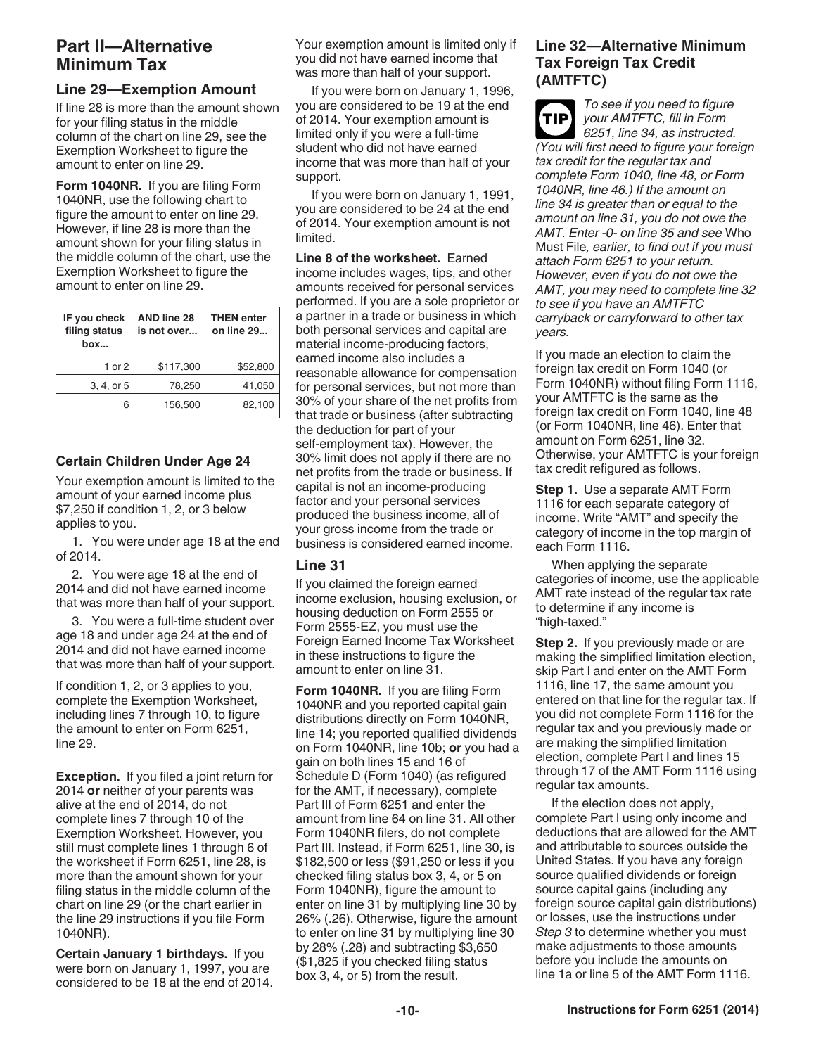## Part II—Alternative Minimum Tax

### Line 29—Exemption Amount

If line 28 is more than the amount shown for your filing status in the middle column of the chart on line 29, see the Exemption Worksheet to figure the amount to enter on line 29.

**Form 1040NR.** If you are filing Form 1040NR, use the following chart to figure the amount to enter on line 29. However, if line 28 is more than the amount shown for your filing status in the middle column of the chart, use the Exemption Worksheet to figure the amount to enter on line 29.

| IF you check filing status box... | AND line 28 is not over... | THEN enter on line 29... |
|---|---|---|
| 1 or 2 | $117,300 | $52,800 |
| 3, 4, or 5 | 78,250 | 41,050 |
| 6 | 156,500 | 82,100 |

### Certain Children Under Age 24

Your exemption amount is limited to the amount of your earned income plus $7,250 if condition 1, 2, or 3 below applies to you.

1. You were under age 18 at the end of 2014.
2. You were age 18 at the end of 2014 and did not have earned income that was more than half of your support.
3. You were a full-time student over age 18 and under age 24 at the end of 2014 and did not have earned income that was more than half of your support.

If condition 1, 2, or 3 applies to you, complete the Exemption Worksheet, including lines 7 through 10, to figure the amount to enter on Form 6251, line 29.

**Exception.** If you filed a joint return for 2014 **or** neither of your parents was alive at the end of 2014, do not complete lines 7 through 10 of the Exemption Worksheet. However, you still must complete lines 1 through 6 of the worksheet if Form 6251, line 28, is more than the amount shown for your filing status in the middle column of the chart on line 29 (or the chart earlier in the line 29 instructions if you file Form 1040NR).

**Certain January 1 birthdays.** If you were born on January 1, 1997, you are considered to be 18 at the end of 2014. Your exemption amount is limited only if you did not have earned income that was more than half of your support.

If you were born on January 1, 1996, you are considered to be 19 at the end of 2014. Your exemption amount is limited only if you were a full-time student who did not have earned income that was more than half of your support.

If you were born on January 1, 1991, you are considered to be 24 at the end of 2014. Your exemption amount is not limited.

**Line 8 of the worksheet.** Earned income includes wages, tips, and other amounts received for personal services performed. If you are a sole proprietor or a partner in a trade or business in which both personal services and capital are material income-producing factors, earned income also includes a reasonable allowance for compensation for personal services, but not more than 30% of your share of the net profits from that trade or business (after subtracting the deduction for part of your self-employment tax). However, the 30% limit does not apply if there are no net profits from the trade or business. If capital is not an income-producing factor and your personal services produced the business income, all of your gross income from the trade or business is considered earned income.

### Line 31

If you claimed the foreign earned income exclusion, housing exclusion, or housing deduction on Form 2555 or Form 2555-EZ, you must use the Foreign Earned Income Tax Worksheet in these instructions to figure the amount to enter on line 31.

**Form 1040NR.** If you are filing Form 1040NR and you reported capital gain distributions directly on Form 1040NR, line 14; you reported qualified dividends on Form 1040NR, line 10b; **or** you had a gain on both lines 15 and 16 of Schedule D (Form 1040) (as refigured for the AMT, if necessary), complete Part III of Form 6251 and enter the amount from line 64 on line 31. All other Form 1040NR filers, do not complete Part III. Instead, if Form 6251, line 30, is $182,500 or less ($91,250 or less if you checked filing status box 3, 4, or 5 on Form 1040NR), figure the amount to enter on line 31 by multiplying line 30 by 26% (.26). Otherwise, figure the amount to enter on line 31 by multiplying line 30 by 28% (.28) and subtracting $3,650 ($1,825 if you checked filing status box 3, 4, or 5) from the result.

### Line 32—Alternative Minimum Tax Foreign Tax Credit (AMTFTC)

**TIP** *To see if you need to figure your AMTFTC, fill in Form 6251, line 34, as instructed. (You will first need to figure your foreign tax credit for the regular tax and complete Form 1040, line 48, or Form 1040NR, line 46.) If the amount on line 34 is greater than or equal to the amount on line 31, you do not owe the AMT. Enter -0- on line 35 and see* Who Must File*, earlier, to find out if you must attach Form 6251 to your return. However, even if you do not owe the AMT, you may need to complete line 32 to see if you have an AMTFTC carryback or carryforward to other tax years.*

If you made an election to claim the foreign tax credit on Form 1040 (or Form 1040NR) without filing Form 1116, your AMTFTC is the same as the foreign tax credit on Form 1040, line 48 (or Form 1040NR, line 46). Enter that amount on Form 6251, line 32. Otherwise, your AMTFTC is your foreign tax credit refigured as follows.

**Step 1.** Use a separate AMT Form 1116 for each separate category of income. Write "AMT" and specify the category of income in the top margin of each Form 1116.

When applying the separate categories of income, use the applicable AMT rate instead of the regular tax rate to determine if any income is "high-taxed."

**Step 2.** If you previously made or are making the simplified limitation election, skip Part I and enter on the AMT Form 1116, line 17, the same amount you entered on that line for the regular tax. If you did not complete Form 1116 for the regular tax and you previously made or are making the simplified limitation election, complete Part I and lines 15 through 17 of the AMT Form 1116 using regular tax amounts.

If the election does not apply, complete Part I using only income and deductions that are allowed for the AMT and attributable to sources outside the United States. If you have any foreign source qualified dividends or foreign source capital gains (including any foreign source capital gain distributions) or losses, use the instructions under *Step 3* to determine whether you must make adjustments to those amounts before you include the amounts on line 1a or line 5 of the AMT Form 1116.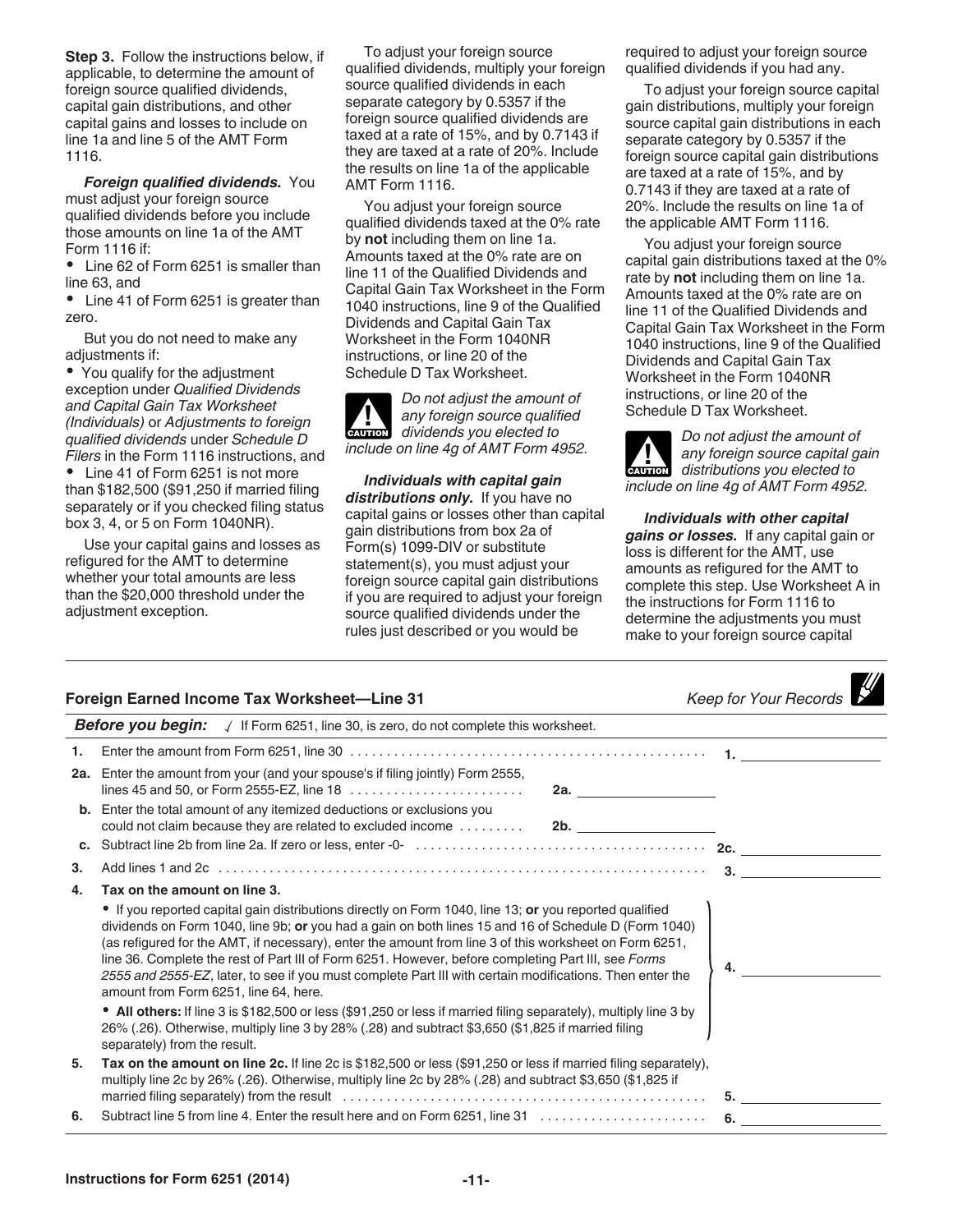**Step 3.** Follow the instructions below, if applicable, to determine the amount of foreign source qualified dividends, capital gain distributions, and other capital gains and losses to include on line 1a and line 5 of the AMT Form 1116.

***Foreign qualified dividends.*** You must adjust your foreign source qualified dividends before you include those amounts on line 1a of the AMT Form 1116 if:

- Line 62 of Form 6251 is smaller than line 63, and
- Line 41 of Form 6251 is greater than zero.

But you do not need to make any adjustments if:

- You qualify for the adjustment exception under *Qualified Dividends and Capital Gain Tax Worksheet (Individuals)* or *Adjustments to foreign qualified dividends* under *Schedule D Filers* in the Form 1116 instructions, and
- Line 41 of Form 6251 is not more than $182,500 ($91,250 if married filing separately or if you checked filing status box 3, 4, or 5 on Form 1040NR).

Use your capital gains and losses as refigured for the AMT to determine whether your total amounts are less than the $20,000 threshold under the adjustment exception.

To adjust your foreign source qualified dividends, multiply your foreign source qualified dividends in each separate category by 0.5357 if the foreign source qualified dividends are taxed at a rate of 15%, and by 0.7143 if they are taxed at a rate of 20%. Include the results on line 1a of the applicable AMT Form 1116.

You adjust your foreign source qualified dividends taxed at the 0% rate by **not** including them on line 1a. Amounts taxed at the 0% rate are on line 11 of the Qualified Dividends and Capital Gain Tax Worksheet in the Form 1040 instructions, line 9 of the Qualified Dividends and Capital Gain Tax Worksheet in the Form 1040NR instructions, or line 20 of the Schedule D Tax Worksheet.

**CAUTION** *Do not adjust the amount of any foreign source qualified dividends you elected to include on line 4g of AMT Form 4952.*

***Individuals with capital gain distributions only.*** If you have no capital gains or losses other than capital gain distributions from box 2a of Form(s) 1099-DIV or substitute statement(s), you must adjust your foreign source capital gain distributions if you are required to adjust your foreign source qualified dividends under the rules just described or you would be required to adjust your foreign source qualified dividends if you had any.

To adjust your foreign source capital gain distributions, multiply your foreign source capital gain distributions in each separate category by 0.5357 if the foreign source capital gain distributions are taxed at a rate of 15%, and by 0.7143 if they are taxed at a rate of 20%. Include the results on line 1a of the applicable AMT Form 1116.

You adjust your foreign source capital gain distributions taxed at the 0% rate by **not** including them on line 1a. Amounts taxed at the 0% rate are on line 11 of the Qualified Dividends and Capital Gain Tax Worksheet in the Form 1040 instructions, line 9 of the Qualified Dividends and Capital Gain Tax Worksheet in the Form 1040NR instructions, or line 20 of the Schedule D Tax Worksheet.

**CAUTION** *Do not adjust the amount of any foreign source capital gain distributions you elected to include on line 4g of AMT Form 4952.*

***Individuals with other capital gains or losses.*** If any capital gain or loss is different for the AMT, use amounts as refigured for the AMT to complete this step. Use Worksheet A in the instructions for Form 1116 to determine the adjustments you must make to your foreign source capital

---

### Foreign Earned Income Tax Worksheet—Line 31

*Keep for Your Records*

***Before you begin:*** √ If Form 6251, line 30, is zero, do not complete this worksheet.

| | | | |
|---|---|---|---|
| **1.** | Enter the amount from Form 6251, line 30 | | **1.** |
| **2a.** | Enter the amount from your (and your spouse's if filing jointly) Form 2555, lines 45 and 50, or Form 2555-EZ, line 18 | **2a.** | |
| **b.** | Enter the total amount of any itemized deductions or exclusions you could not claim because they are related to excluded income | **2b.** | |
| **c.** | Subtract line 2b from line 2a. If zero or less, enter -0- | | **2c.** |
| **3.** | Add lines 1 and 2c | | **3.** |
| **4.** | **Tax on the amount on line 3.**<br>• If you reported capital gain distributions directly on Form 1040, line 13; **or** you reported qualified dividends on Form 1040, line 9b; **or** you had a gain on both lines 15 and 16 of Schedule D (Form 1040) (as refigured for the AMT, if necessary), enter the amount from line 3 of this worksheet on Form 6251, line 36. Complete the rest of Part III of Form 6251. However, before completing Part III, see *Forms 2555 and 2555-EZ*, later, to see if you must complete Part III with certain modifications. Then enter the amount from Form 6251, line 64, here.<br>• **All others:** If line 3 is $182,500 or less ($91,250 or less if married filing separately), multiply line 3 by 26% (.26). Otherwise, multiply line 3 by 28% (.28) and subtract $3,650 ($1,825 if married filing separately) from the result. | | **4.** |
| **5.** | **Tax on the amount on line 2c.** If line 2c is $182,500 or less ($91,250 or less if married filing separately), multiply line 2c by 26% (.26). Otherwise, multiply line 2c by 28% (.28) and subtract $3,650 ($1,825 if married filing separately) from the result | | **5.** |
| **6.** | Subtract line 5 from line 4. Enter the result here and on Form 6251, line 31 | | **6.** |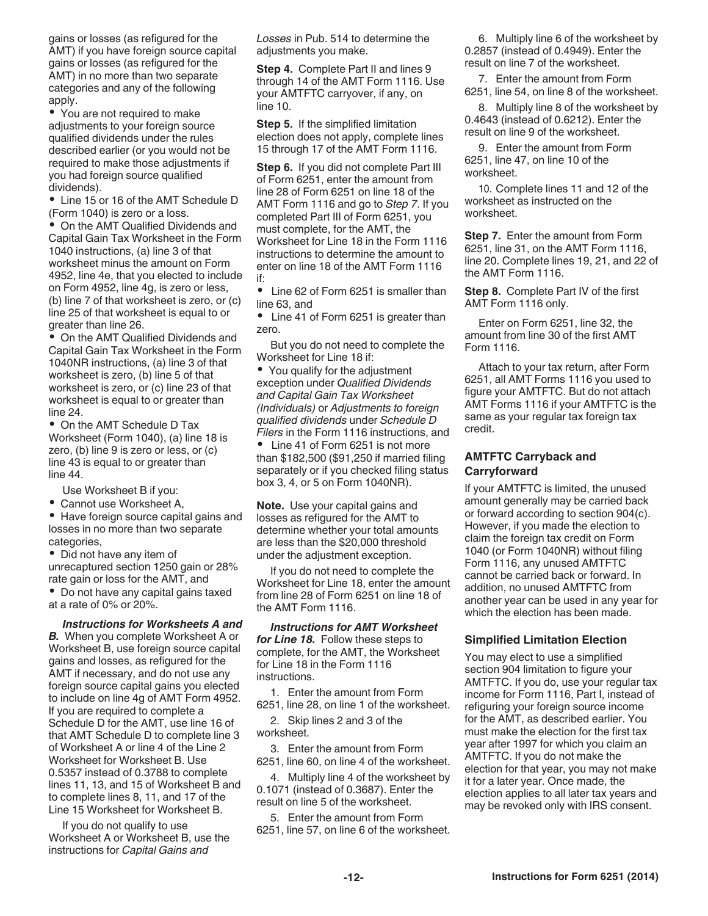gains or losses (as refigured for the AMT) if you have foreign source capital gains or losses (as refigured for the AMT) in no more than two separate categories and any of the following apply.

- You are not required to make adjustments to your foreign source qualified dividends under the rules described earlier (or you would not be required to make those adjustments if you had foreign source qualified dividends).
- Line 15 or 16 of the AMT Schedule D (Form 1040) is zero or a loss.
- On the AMT Qualified Dividends and Capital Gain Tax Worksheet in the Form 1040 instructions, (a) line 3 of that worksheet minus the amount on Form 4952, line 4e, that you elected to include on Form 4952, line 4g, is zero or less, (b) line 7 of that worksheet is zero, or (c) line 25 of that worksheet is equal to or greater than line 26.
- On the AMT Qualified Dividends and Capital Gain Tax Worksheet in the Form 1040NR instructions, (a) line 3 of that worksheet is zero, (b) line 5 of that worksheet is zero, or (c) line 23 of that worksheet is equal to or greater than line 24.
- On the AMT Schedule D Tax Worksheet (Form 1040), (a) line 18 is zero, (b) line 9 is zero or less, or (c) line 43 is equal to or greater than line 44.

Use Worksheet B if you:

- Cannot use Worksheet A,
- Have foreign source capital gains and losses in no more than two separate categories,
- Did not have any item of unrecaptured section 1250 gain or 28% rate gain or loss for the AMT, and
- Do not have any capital gains taxed at a rate of 0% or 20%.

***Instructions for Worksheets A and B.*** When you complete Worksheet A or Worksheet B, use foreign source capital gains and losses, as refigured for the AMT if necessary, and do not use any foreign source capital gains you elected to include on line 4g of AMT Form 4952. If you are required to complete a Schedule D for the AMT, use line 16 of that AMT Schedule D to complete line 3 of Worksheet A or line 4 of the Line 2 Worksheet for Worksheet B. Use 0.5357 instead of 0.3788 to complete lines 11, 13, and 15 of Worksheet B and to complete lines 8, 11, and 17 of the Line 15 Worksheet for Worksheet B.

If you do not qualify to use Worksheet A or Worksheet B, use the instructions for *Capital Gains and Losses* in Pub. 514 to determine the adjustments you make.

**Step 4.** Complete Part II and lines 9 through 14 of the AMT Form 1116. Use your AMTFTC carryover, if any, on line 10.

**Step 5.** If the simplified limitation election does not apply, complete lines 15 through 17 of the AMT Form 1116.

**Step 6.** If you did not complete Part III of Form 6251, enter the amount from line 28 of Form 6251 on line 18 of the AMT Form 1116 and go to *Step 7*. If you completed Part III of Form 6251, you must complete, for the AMT, the Worksheet for Line 18 in the Form 1116 instructions to determine the amount to enter on line 18 of the AMT Form 1116 if:

- Line 62 of Form 6251 is smaller than line 63, and
- Line 41 of Form 6251 is greater than zero.

But you do not need to complete the Worksheet for Line 18 if:

- You qualify for the adjustment exception under *Qualified Dividends and Capital Gain Tax Worksheet (Individuals)* or *Adjustments to foreign qualified dividends* under *Schedule D Filers* in the Form 1116 instructions, and
- Line 41 of Form 6251 is not more than $182,500 ($91,250 if married filing separately or if you checked filing status box 3, 4, or 5 on Form 1040NR).

**Note.** Use your capital gains and losses as refigured for the AMT to determine whether your total amounts are less than the $20,000 threshold under the adjustment exception.

If you do not need to complete the Worksheet for Line 18, enter the amount from line 28 of Form 6251 on line 18 of the AMT Form 1116.

***Instructions for AMT Worksheet for Line 18.*** Follow these steps to complete, for the AMT, the Worksheet for Line 18 in the Form 1116 instructions.

1. Enter the amount from Form 6251, line 28, on line 1 of the worksheet.
2. Skip lines 2 and 3 of the worksheet.
3. Enter the amount from Form 6251, line 60, on line 4 of the worksheet.
4. Multiply line 4 of the worksheet by 0.1071 (instead of 0.3687). Enter the result on line 5 of the worksheet.
5. Enter the amount from Form 6251, line 57, on line 6 of the worksheet.
6. Multiply line 6 of the worksheet by 0.2857 (instead of 0.4949). Enter the result on line 7 of the worksheet.
7. Enter the amount from Form 6251, line 54, on line 8 of the worksheet.
8. Multiply line 8 of the worksheet by 0.4643 (instead of 0.6212). Enter the result on line 9 of the worksheet.
9. Enter the amount from Form 6251, line 47, on line 10 of the worksheet.
10. Complete lines 11 and 12 of the worksheet as instructed on the worksheet.

**Step 7.** Enter the amount from Form 6251, line 31, on the AMT Form 1116, line 20. Complete lines 19, 21, and 22 of the AMT Form 1116.

**Step 8.** Complete Part IV of the first AMT Form 1116 only.

Enter on Form 6251, line 32, the amount from line 30 of the first AMT Form 1116.

Attach to your tax return, after Form 6251, all AMT Forms 1116 you used to figure your AMTFTC. But do not attach AMT Forms 1116 if your AMTFTC is the same as your regular tax foreign tax credit.

### AMTFTC Carryback and Carryforward

If your AMTFTC is limited, the unused amount generally may be carried back or forward according to section 904(c). However, if you made the election to claim the foreign tax credit on Form 1040 (or Form 1040NR) without filing Form 1116, any unused AMTFTC cannot be carried back or forward. In addition, no unused AMTFTC from another year can be used in any year for which the election has been made.

### Simplified Limitation Election

You may elect to use a simplified section 904 limitation to figure your AMTFTC. If you do, use your regular tax income for Form 1116, Part I, instead of refiguring your foreign source income for the AMT, as described earlier. You must make the election for the first tax year after 1997 for which you claim an AMTFTC. If you do not make the election for that year, you may not make it for a later year. Once made, the election applies to all later tax years and may be revoked only with IRS consent.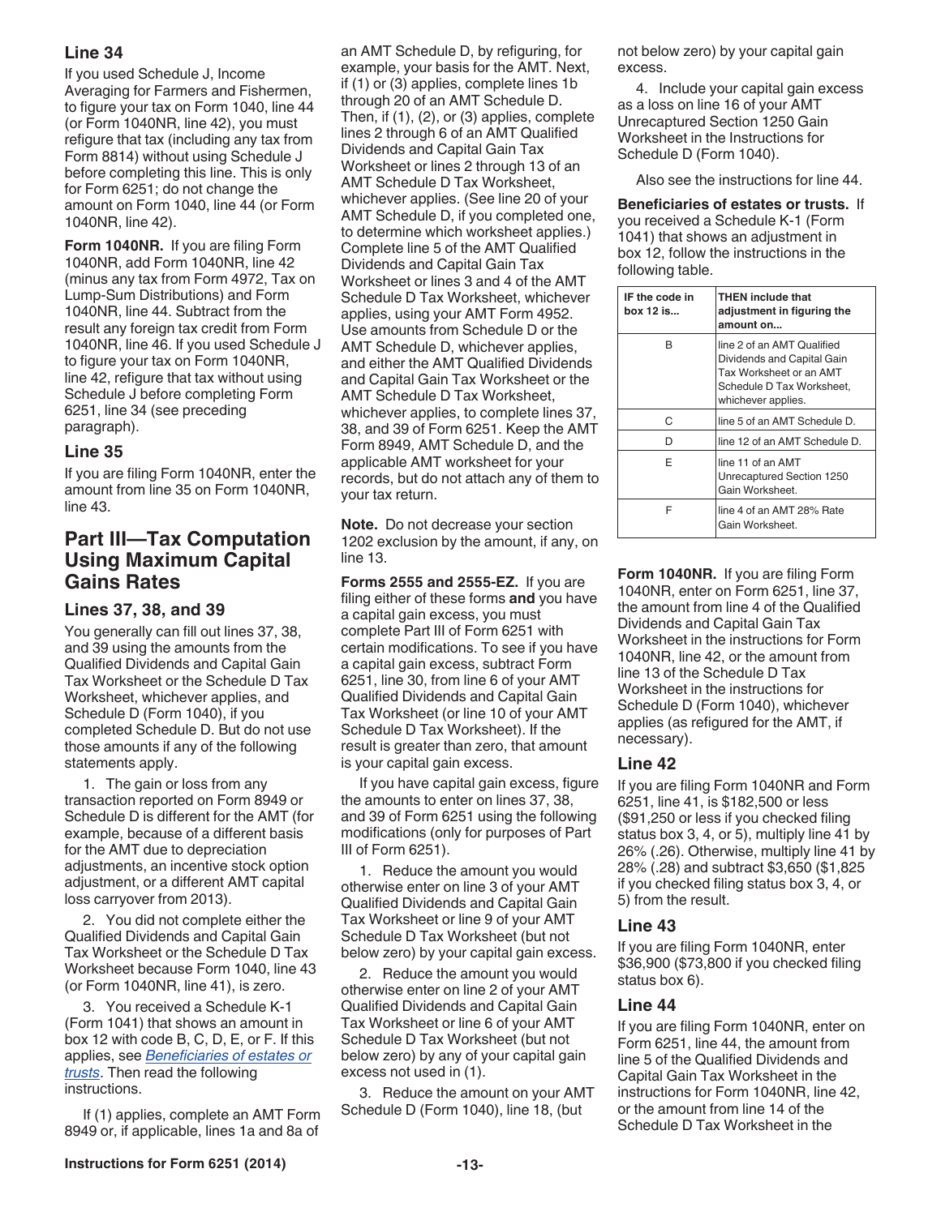### Line 34

If you used Schedule J, Income Averaging for Farmers and Fishermen, to figure your tax on Form 1040, line 44 (or Form 1040NR, line 42), you must refigure that tax (including any tax from Form 8814) without using Schedule J before completing this line. This is only for Form 6251; do not change the amount on Form 1040, line 44 (or Form 1040NR, line 42).

**Form 1040NR.** If you are filing Form 1040NR, add Form 1040NR, line 42 (minus any tax from Form 4972, Tax on Lump-Sum Distributions) and Form 1040NR, line 44. Subtract from the result any foreign tax credit from Form 1040NR, line 46. If you used Schedule J to figure your tax on Form 1040NR, line 42, refigure that tax without using Schedule J before completing Form 6251, line 34 (see preceding paragraph).

### Line 35

If you are filing Form 1040NR, enter the amount from line 35 on Form 1040NR, line 43.

## Part III—Tax Computation Using Maximum Capital Gains Rates

### Lines 37, 38, and 39

You generally can fill out lines 37, 38, and 39 using the amounts from the Qualified Dividends and Capital Gain Tax Worksheet or the Schedule D Tax Worksheet, whichever applies, and Schedule D (Form 1040), if you completed Schedule D. But do not use those amounts if any of the following statements apply.

1. The gain or loss from any transaction reported on Form 8949 or Schedule D is different for the AMT (for example, because of a different basis for the AMT due to depreciation adjustments, an incentive stock option adjustment, or a different AMT capital loss carryover from 2013).

2. You did not complete either the Qualified Dividends and Capital Gain Tax Worksheet or the Schedule D Tax Worksheet because Form 1040, line 43 (or Form 1040NR, line 41), is zero.

3. You received a Schedule K-1 (Form 1041) that shows an amount in box 12 with code B, C, D, E, or F. If this applies, see *Beneficiaries of estates or trusts*. Then read the following instructions.

If (1) applies, complete an AMT Form 8949 or, if applicable, lines 1a and 8a of an AMT Schedule D, by refiguring, for example, your basis for the AMT. Next, if (1) or (3) applies, complete lines 1b through 20 of an AMT Schedule D. Then, if (1), (2), or (3) applies, complete lines 2 through 6 of an AMT Qualified Dividends and Capital Gain Tax Worksheet or lines 2 through 13 of an AMT Schedule D Tax Worksheet, whichever applies. (See line 20 of your AMT Schedule D, if you completed one, to determine which worksheet applies.) Complete line 5 of the AMT Qualified Dividends and Capital Gain Tax Worksheet or lines 3 and 4 of the AMT Schedule D Tax Worksheet, whichever applies, using your AMT Form 4952. Use amounts from Schedule D or the AMT Schedule D, whichever applies, and either the AMT Qualified Dividends and Capital Gain Tax Worksheet or the AMT Schedule D Tax Worksheet, whichever applies, to complete lines 37, 38, and 39 of Form 6251. Keep the AMT Form 8949, AMT Schedule D, and the applicable AMT worksheet for your records, but do not attach any of them to your tax return.

**Note.** Do not decrease your section 1202 exclusion by the amount, if any, on line 13.

**Forms 2555 and 2555-EZ.** If you are filing either of these forms **and** you have a capital gain excess, you must complete Part III of Form 6251 with certain modifications. To see if you have a capital gain excess, subtract Form 6251, line 30, from line 6 of your AMT Qualified Dividends and Capital Gain Tax Worksheet (or line 10 of your AMT Schedule D Tax Worksheet). If the result is greater than zero, that amount is your capital gain excess.

If you have capital gain excess, figure the amounts to enter on lines 37, 38, and 39 of Form 6251 using the following modifications (only for purposes of Part III of Form 6251).

1. Reduce the amount you would otherwise enter on line 3 of your AMT Qualified Dividends and Capital Gain Tax Worksheet or line 9 of your AMT Schedule D Tax Worksheet (but not below zero) by your capital gain excess.

2. Reduce the amount you would otherwise enter on line 2 of your AMT Qualified Dividends and Capital Gain Tax Worksheet or line 6 of your AMT Schedule D Tax Worksheet (but not below zero) by any of your capital gain excess not used in (1).

3. Reduce the amount on your AMT Schedule D (Form 1040), line 18, (but not below zero) by your capital gain excess.

4. Include your capital gain excess as a loss on line 16 of your AMT Unrecaptured Section 1250 Gain Worksheet in the Instructions for Schedule D (Form 1040).

Also see the instructions for line 44.

**Beneficiaries of estates or trusts.** If you received a Schedule K-1 (Form 1041) that shows an adjustment in box 12, follow the instructions in the following table.

| IF the code in box 12 is... | THEN include that adjustment in figuring the amount on... |
|---|---|
| B | line 2 of an AMT Qualified Dividends and Capital Gain Tax Worksheet or an AMT Schedule D Tax Worksheet, whichever applies. |
| C | line 5 of an AMT Schedule D. |
| D | line 12 of an AMT Schedule D. |
| E | line 11 of an AMT Unrecaptured Section 1250 Gain Worksheet. |
| F | line 4 of an AMT 28% Rate Gain Worksheet. |

**Form 1040NR.** If you are filing Form 1040NR, enter on Form 6251, line 37, the amount from line 4 of the Qualified Dividends and Capital Gain Tax Worksheet in the instructions for Form 1040NR, line 42, or the amount from line 13 of the Schedule D Tax Worksheet in the instructions for Schedule D (Form 1040), whichever applies (as refigured for the AMT, if necessary).

### Line 42

If you are filing Form 1040NR and Form 6251, line 41, is $182,500 or less ($91,250 or less if you checked filing status box 3, 4, or 5), multiply line 41 by 26% (.26). Otherwise, multiply line 41 by 28% (.28) and subtract $3,650 ($1,825 if you checked filing status box 3, 4, or 5) from the result.

### Line 43

If you are filing Form 1040NR, enter $36,900 ($73,800 if you checked filing status box 6).

### Line 44

If you are filing Form 1040NR, enter on Form 6251, line 44, the amount from line 5 of the Qualified Dividends and Capital Gain Tax Worksheet in the instructions for Form 1040NR, line 42, or the amount from line 14 of the Schedule D Tax Worksheet in the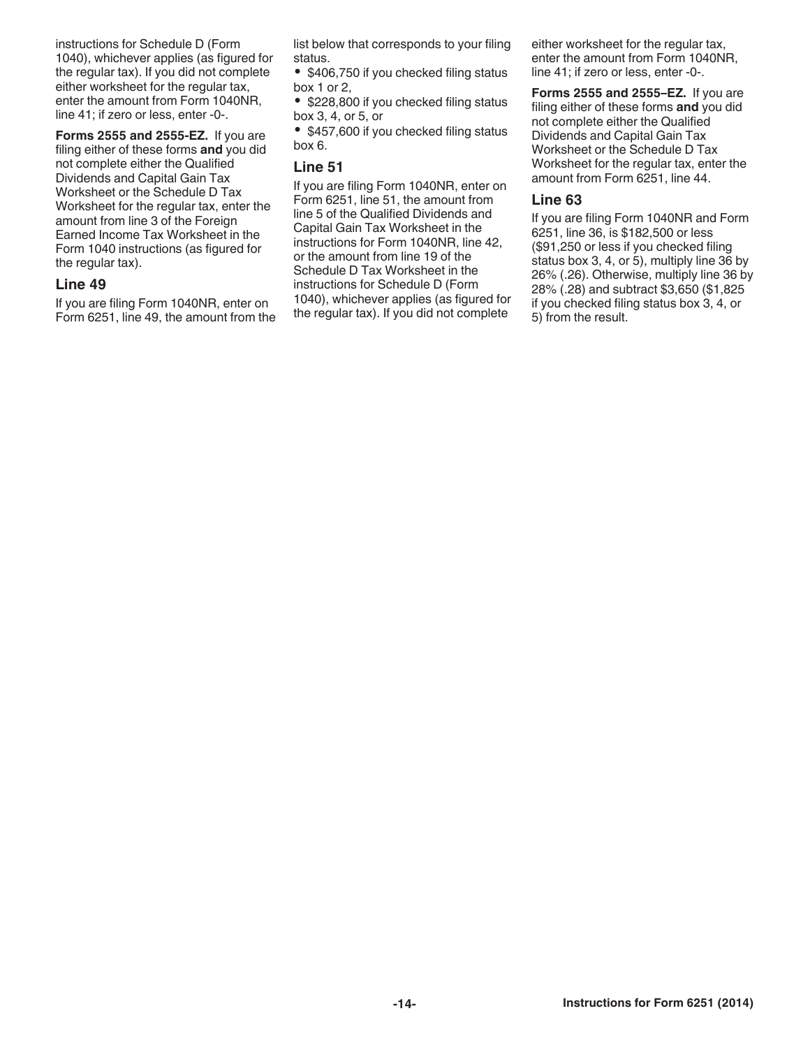instructions for Schedule D (Form 1040), whichever applies (as figured for the regular tax). If you did not complete either worksheet for the regular tax, enter the amount from Form 1040NR, line 41; if zero or less, enter -0-.

**Forms 2555 and 2555-EZ.** If you are filing either of these forms **and** you did not complete either the Qualified Dividends and Capital Gain Tax Worksheet or the Schedule D Tax Worksheet for the regular tax, enter the amount from line 3 of the Foreign Earned Income Tax Worksheet in the Form 1040 instructions (as figured for the regular tax).

### Line 49

If you are filing Form 1040NR, enter on Form 6251, line 49, the amount from the list below that corresponds to your filing status.

- $406,750 if you checked filing status box 1 or 2,
- $228,800 if you checked filing status box 3, 4, or 5, or
- $457,600 if you checked filing status box 6.

### Line 51

If you are filing Form 1040NR, enter on Form 6251, line 51, the amount from line 5 of the Qualified Dividends and Capital Gain Tax Worksheet in the instructions for Form 1040NR, line 42, or the amount from line 19 of the Schedule D Tax Worksheet in the instructions for Schedule D (Form 1040), whichever applies (as figured for the regular tax). If you did not complete either worksheet for the regular tax, enter the amount from Form 1040NR, line 41; if zero or less, enter -0-.

**Forms 2555 and 2555–EZ.** If you are filing either of these forms **and** you did not complete either the Qualified Dividends and Capital Gain Tax Worksheet or the Schedule D Tax Worksheet for the regular tax, enter the amount from Form 6251, line 44.

### Line 63

If you are filing Form 1040NR and Form 6251, line 36, is $182,500 or less ($91,250 or less if you checked filing status box 3, 4, or 5), multiply line 36 by 26% (.26). Otherwise, multiply line 36 by 28% (.28) and subtract $3,650 ($1,825 if you checked filing status box 3, 4, or 5) from the result.